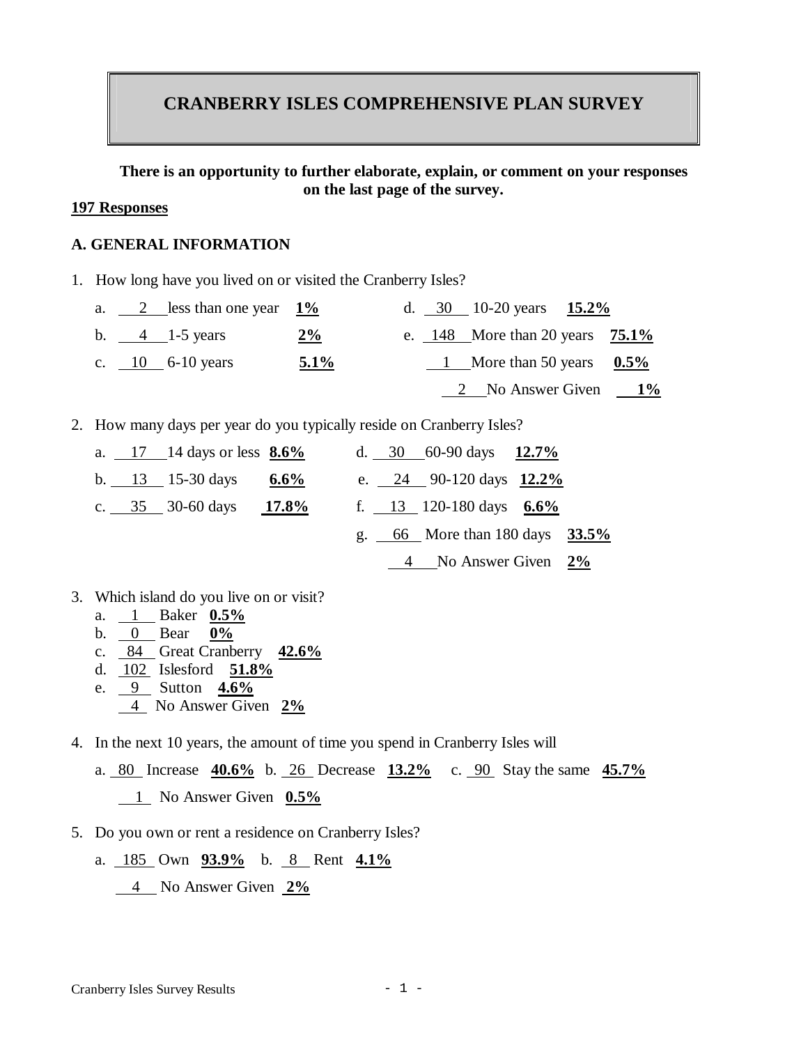# CRANBERRY ISLES COMPREHENSIVE PLAN SURVEY

**There is an opportunity to further elaborate, explain, or comment on your responses on the last page of the survey.**

**197 Responses**

## A. GENERAL INFORMATION

1. How long have you lived on or visited the Cranberry Isles?

   a. 2 less than one year **1%**
   b. 4 1-5 years **2%**
   c. 10 6-10 years **5.1%**
   d. 30 10-20 years **15.2%**
   e. 148 More than 20 years **75.1%**
   1 More than 50 years **0.5%**
   2 No Answer Given **1%**

2. How many days per year do you typically reside on Cranberry Isles?

   a. 17 14 days or less **8.6%**
   b. 13 15-30 days **6.6%**
   c. 35 30-60 days **17.8%**
   d. 30 60-90 days **12.7%**
   e. 24 90-120 days **12.2%**
   f. 13 120-180 days **6.6%**
   g. 66 More than 180 days **33.5%**
   4 No Answer Given **2%**

3. Which island do you live on or visit?

   a. 1 Baker **0.5%**
   b. 0 Bear **0%**
   c. 84 Great Cranberry **42.6%**
   d. 102 Islesford **51.8%**
   e. 9 Sutton **4.6%**
   4 No Answer Given **2%**

4. In the next 10 years, the amount of time you spend in Cranberry Isles will

   a. 80 Increase **40.6%** b. 26 Decrease **13.2%** c. 90 Stay the same **45.7%**
   1 No Answer Given **0.5%**

5. Do you own or rent a residence on Cranberry Isles?

   a. 185 Own **93.9%** b. 8 Rent **4.1%**
   4 No Answer Given **2%**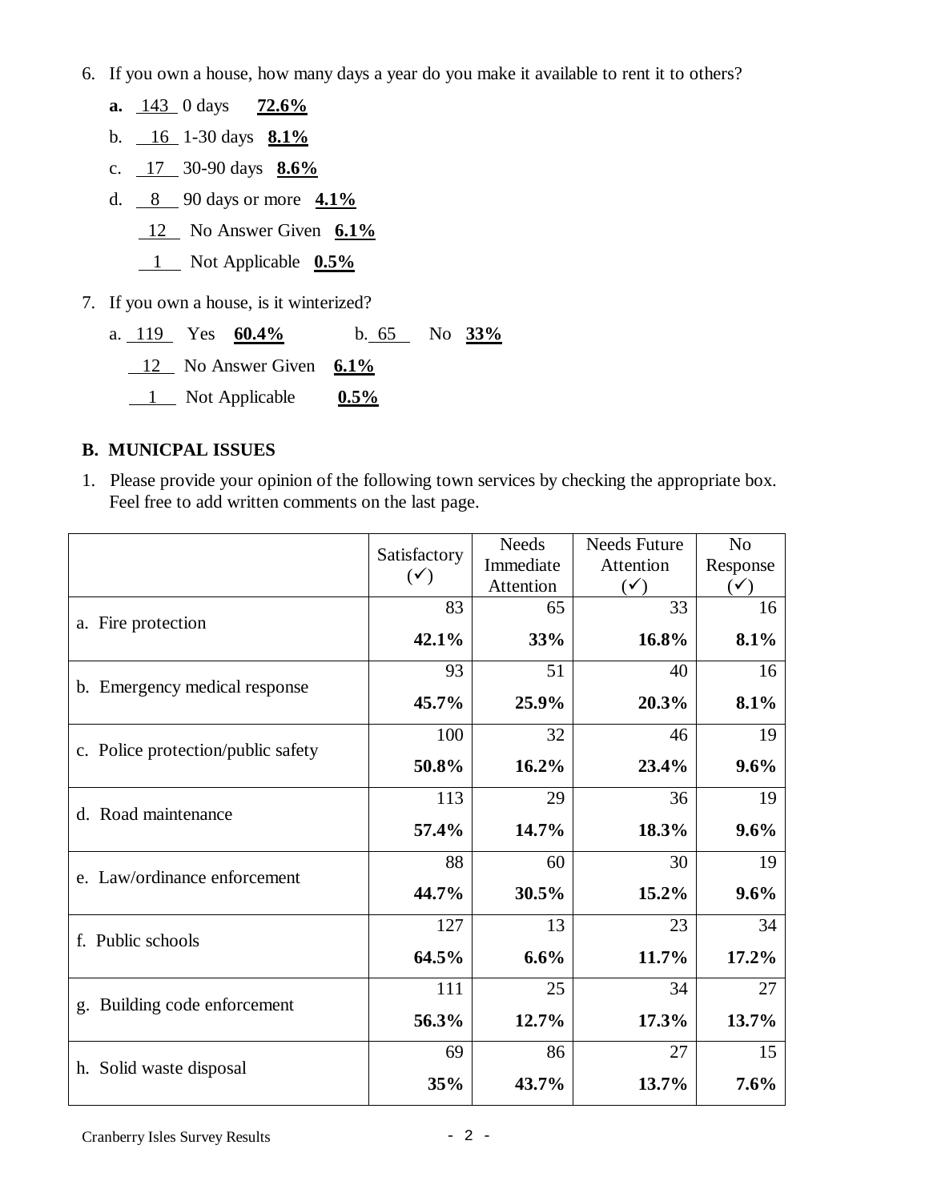6. If you own a house, how many days a year do you make it available to rent it to others?

   **a.** 143 0 days **72.6%**

   b. 16 1-30 days **8.1%**

   c. 17 30-90 days **8.6%**

   d. 8 90 days or more **4.1%**

   12 No Answer Given **6.1%**

   1 Not Applicable **0.5%**

7. If you own a house, is it winterized?

   a. 119 Yes **60.4%** b. 65 No **33%**

   12 No Answer Given **6.1%**

   1 Not Applicable **0.5%**

## B. MUNICPAL ISSUES

1. Please provide your opinion of the following town services by checking the appropriate box. Feel free to add written comments on the last page.

| | Satisfactory (✓) | Needs Immediate Attention | Needs Future Attention (✓) | No Response (✓) |
|---|---|---|---|---|
| a. Fire protection | 83<br>**42.1%** | 65<br>**33%** | 33<br>**16.8%** | 16<br>**8.1%** |
| b. Emergency medical response | 93<br>**45.7%** | 51<br>**25.9%** | 40<br>**20.3%** | 16<br>**8.1%** |
| c. Police protection/public safety | 100<br>**50.8%** | 32<br>**16.2%** | 46<br>**23.4%** | 19<br>**9.6%** |
| d. Road maintenance | 113<br>**57.4%** | 29<br>**14.7%** | 36<br>**18.3%** | 19<br>**9.6%** |
| e. Law/ordinance enforcement | 88<br>**44.7%** | 60<br>**30.5%** | 30<br>**15.2%** | 19<br>**9.6%** |
| f. Public schools | 127<br>**64.5%** | 13<br>**6.6%** | 23<br>**11.7%** | 34<br>**17.2%** |
| g. Building code enforcement | 111<br>**56.3%** | 25<br>**12.7%** | 34<br>**17.3%** | 27<br>**13.7%** |
| h. Solid waste disposal | 69<br>**35%** | 86<br>**43.7%** | 27<br>**13.7%** | 15<br>**7.6%** |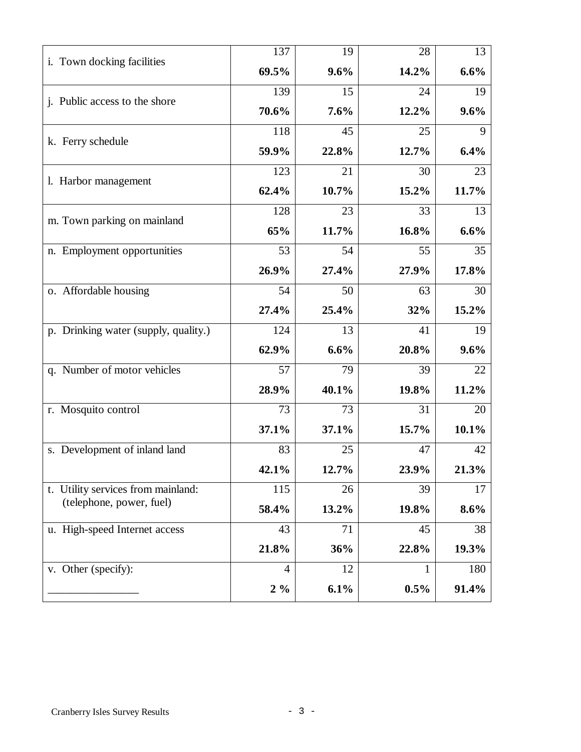| | | | | |
|---|---|---|---|---|
| i. Town docking facilities | 137<br>**69.5%** | 19<br>**9.6%** | 28<br>**14.2%** | 13<br>**6.6%** |
| j. Public access to the shore | 139<br>**70.6%** | 15<br>**7.6%** | 24<br>**12.2%** | 19<br>**9.6%** |
| k. Ferry schedule | 118<br>**59.9%** | 45<br>**22.8%** | 25<br>**12.7%** | 9<br>**6.4%** |
| l. Harbor management | 123<br>**62.4%** | 21<br>**10.7%** | 30<br>**15.2%** | 23<br>**11.7%** |
| m. Town parking on mainland | 128<br>**65%** | 23<br>**11.7%** | 33<br>**16.8%** | 13<br>**6.6%** |
| n. Employment opportunities | 53<br>**26.9%** | 54<br>**27.4%** | 55<br>**27.9%** | 35<br>**17.8%** |
| o. Affordable housing | 54<br>**27.4%** | 50<br>**25.4%** | 63<br>**32%** | 30<br>**15.2%** |
| p. Drinking water (supply, quality.) | 124<br>**62.9%** | 13<br>**6.6%** | 41<br>**20.8%** | 19<br>**9.6%** |
| q. Number of motor vehicles | 57<br>**28.9%** | 79<br>**40.1%** | 39<br>**19.8%** | 22<br>**11.2%** |
| r. Mosquito control | 73<br>**37.1%** | 73<br>**37.1%** | 31<br>**15.7%** | 20<br>**10.1%** |
| s. Development of inland land | 83<br>**42.1%** | 25<br>**12.7%** | 47<br>**23.9%** | 42<br>**21.3%** |
| t. Utility services from mainland: (telephone, power, fuel) | 115<br>**58.4%** | 26<br>**13.2%** | 39<br>**19.8%** | 17<br>**8.6%** |
| u. High-speed Internet access | 43<br>**21.8%** | 71<br>**36%** | 45<br>**22.8%** | 38<br>**19.3%** |
| v. Other (specify): ________________ | 4<br>**2 %** | 12<br>**6.1%** | 1<br>**0.5%** | 180<br>**91.4%** |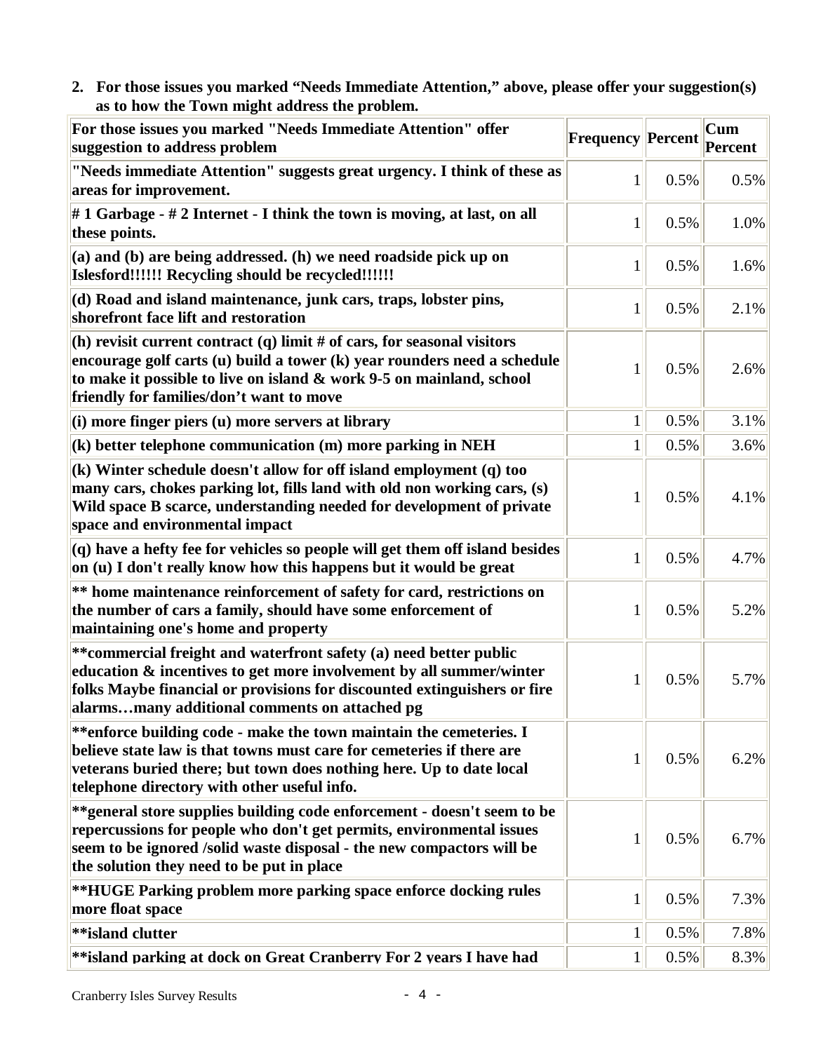2. **For those issues you marked "Needs Immediate Attention," above, please offer your suggestion(s) as to how the Town might address the problem.**

| For those issues you marked "Needs Immediate Attention" offer suggestion to address problem | Frequency | Percent | Cum Percent |
|---|---|---|---|
| "Needs immediate Attention" suggests great urgency. I think of these as areas for improvement. | 1 | 0.5% | 0.5% |
| # 1 Garbage - # 2 Internet - I think the town is moving, at last, on all these points. | 1 | 0.5% | 1.0% |
| (a) and (b) are being addressed. (h) we need roadside pick up on Islesford!!!!!! Recycling should be recycled!!!!!! | 1 | 0.5% | 1.6% |
| (d) Road and island maintenance, junk cars, traps, lobster pins, shorefront face lift and restoration | 1 | 0.5% | 2.1% |
| (h) revisit current contract (q) limit # of cars, for seasonal visitors encourage golf carts (u) build a tower (k) year rounders need a schedule to make it possible to live on island & work 9-5 on mainland, school friendly for families/don't want to move | 1 | 0.5% | 2.6% |
| (i) more finger piers (u) more servers at library | 1 | 0.5% | 3.1% |
| (k) better telephone communication (m) more parking in NEH | 1 | 0.5% | 3.6% |
| (k) Winter schedule doesn't allow for off island employment (q) too many cars, chokes parking lot, fills land with old non working cars, (s) Wild space B scarce, understanding needed for development of private space and environmental impact | 1 | 0.5% | 4.1% |
| (q) have a hefty fee for vehicles so people will get them off island besides on (u) I don't really know how this happens but it would be great | 1 | 0.5% | 4.7% |
| ** home maintenance reinforcement of safety for card, restrictions on the number of cars a family, should have some enforcement of maintaining one's home and property | 1 | 0.5% | 5.2% |
| **commercial freight and waterfront safety (a) need better public education & incentives to get more involvement by all summer/winter folks Maybe financial or provisions for discounted extinguishers or fire alarms…many additional comments on attached pg | 1 | 0.5% | 5.7% |
| **enforce building code - make the town maintain the cemeteries. I believe state law is that towns must care for cemeteries if there are veterans buried there; but town does nothing here. Up to date local telephone directory with other useful info. | 1 | 0.5% | 6.2% |
| **general store supplies building code enforcement - doesn't seem to be repercussions for people who don't get permits, environmental issues seem to be ignored /solid waste disposal - the new compactors will be the solution they need to be put in place | 1 | 0.5% | 6.7% |
| **HUGE Parking problem more parking space enforce docking rules more float space | 1 | 0.5% | 7.3% |
| **island clutter | 1 | 0.5% | 7.8% |
| **island parking at dock on Great Cranberry For 2 years I have had | 1 | 0.5% | 8.3% |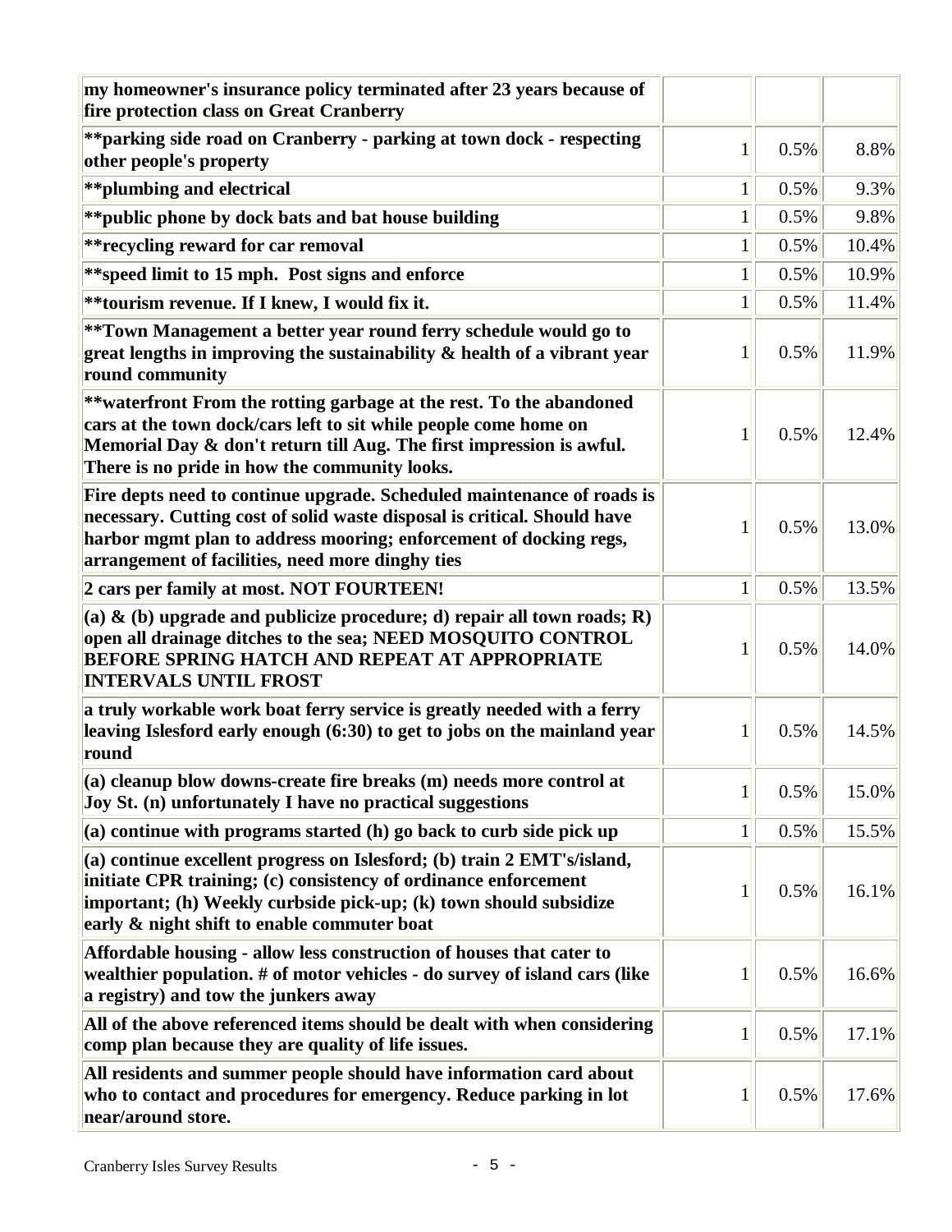| | | | |
|---|---|---|---|
| **my homeowner's insurance policy terminated after 23 years because of fire protection class on Great Cranberry** | | | |
| **\*\*parking side road on Cranberry - parking at town dock - respecting other people's property** | 1 | 0.5% | 8.8% |
| **\*\*plumbing and electrical** | 1 | 0.5% | 9.3% |
| **\*\*public phone by dock bats and bat house building** | 1 | 0.5% | 9.8% |
| **\*\*recycling reward for car removal** | 1 | 0.5% | 10.4% |
| **\*\*speed limit to 15 mph. Post signs and enforce** | 1 | 0.5% | 10.9% |
| **\*\*tourism revenue. If I knew, I would fix it.** | 1 | 0.5% | 11.4% |
| **\*\*Town Management a better year round ferry schedule would go to great lengths in improving the sustainability & health of a vibrant year round community** | 1 | 0.5% | 11.9% |
| **\*\*waterfront From the rotting garbage at the rest. To the abandoned cars at the town dock/cars left to sit while people come home on Memorial Day & don't return till Aug. The first impression is awful. There is no pride in how the community looks.** | 1 | 0.5% | 12.4% |
| **Fire depts need to continue upgrade. Scheduled maintenance of roads is necessary. Cutting cost of solid waste disposal is critical. Should have harbor mgmt plan to address mooring; enforcement of docking regs, arrangement of facilities, need more dinghy ties** | 1 | 0.5% | 13.0% |
| **2 cars per family at most. NOT FOURTEEN!** | 1 | 0.5% | 13.5% |
| **(a) & (b) upgrade and publicize procedure; d) repair all town roads; R) open all drainage ditches to the sea; NEED MOSQUITO CONTROL BEFORE SPRING HATCH AND REPEAT AT APPROPRIATE INTERVALS UNTIL FROST** | 1 | 0.5% | 14.0% |
| **a truly workable work boat ferry service is greatly needed with a ferry leaving Islesford early enough (6:30) to get to jobs on the mainland year round** | 1 | 0.5% | 14.5% |
| **(a) cleanup blow downs-create fire breaks (m) needs more control at Joy St. (n) unfortunately I have no practical suggestions** | 1 | 0.5% | 15.0% |
| **(a) continue with programs started (h) go back to curb side pick up** | 1 | 0.5% | 15.5% |
| **(a) continue excellent progress on Islesford; (b) train 2 EMT's/island, initiate CPR training; (c) consistency of ordinance enforcement important; (h) Weekly curbside pick-up; (k) town should subsidize early & night shift to enable commuter boat** | 1 | 0.5% | 16.1% |
| **Affordable housing - allow less construction of houses that cater to wealthier population. # of motor vehicles - do survey of island cars (like a registry) and tow the junkers away** | 1 | 0.5% | 16.6% |
| **All of the above referenced items should be dealt with when considering comp plan because they are quality of life issues.** | 1 | 0.5% | 17.1% |
| **All residents and summer people should have information card about who to contact and procedures for emergency. Reduce parking in lot near/around store.** | 1 | 0.5% | 17.6% |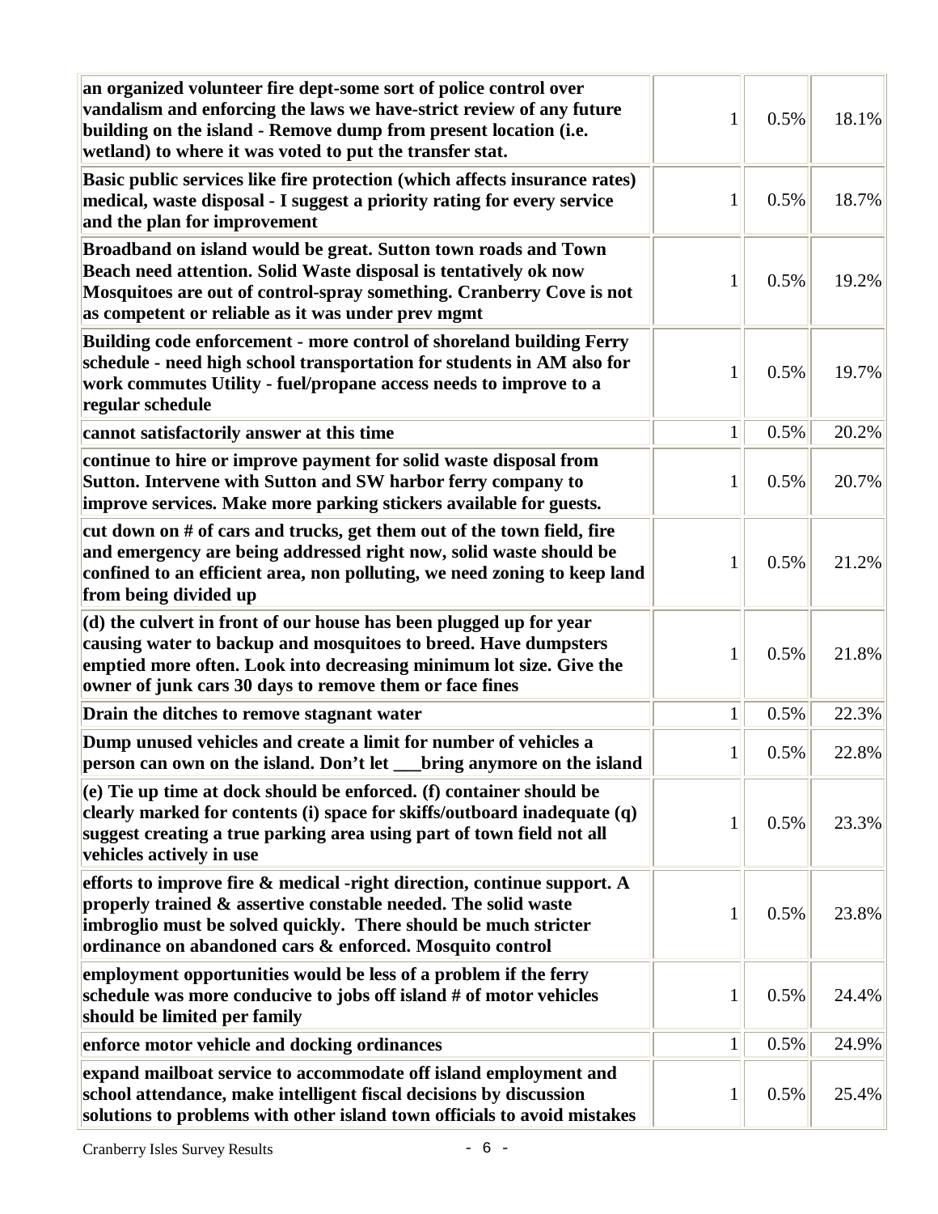| | | | |
|---|---|---|---|
| an organized volunteer fire dept-some sort of police control over vandalism and enforcing the laws we have-strict review of any future building on the island - Remove dump from present location (i.e. wetland) to where it was voted to put the transfer stat. | 1 | 0.5% | 18.1% |
| Basic public services like fire protection (which affects insurance rates) medical, waste disposal - I suggest a priority rating for every service and the plan for improvement | 1 | 0.5% | 18.7% |
| Broadband on island would be great. Sutton town roads and Town Beach need attention. Solid Waste disposal is tentatively ok now Mosquitoes are out of control-spray something. Cranberry Cove is not as competent or reliable as it was under prev mgmt | 1 | 0.5% | 19.2% |
| Building code enforcement - more control of shoreland building Ferry schedule - need high school transportation for students in AM also for work commutes Utility - fuel/propane access needs to improve to a regular schedule | 1 | 0.5% | 19.7% |
| cannot satisfactorily answer at this time | 1 | 0.5% | 20.2% |
| continue to hire or improve payment for solid waste disposal from Sutton. Intervene with Sutton and SW harbor ferry company to improve services. Make more parking stickers available for guests. | 1 | 0.5% | 20.7% |
| cut down on # of cars and trucks, get them out of the town field, fire and emergency are being addressed right now, solid waste should be confined to an efficient area, non polluting, we need zoning to keep land from being divided up | 1 | 0.5% | 21.2% |
| (d) the culvert in front of our house has been plugged up for year causing water to backup and mosquitoes to breed. Have dumpsters emptied more often. Look into decreasing minimum lot size. Give the owner of junk cars 30 days to remove them or face fines | 1 | 0.5% | 21.8% |
| Drain the ditches to remove stagnant water | 1 | 0.5% | 22.3% |
| Dump unused vehicles and create a limit for number of vehicles a person can own on the island. Don't let ___bring anymore on the island | 1 | 0.5% | 22.8% |
| (e) Tie up time at dock should be enforced. (f) container should be clearly marked for contents (i) space for skiffs/outboard inadequate (q) suggest creating a true parking area using part of town field not all vehicles actively in use | 1 | 0.5% | 23.3% |
| efforts to improve fire & medical -right direction, continue support. A properly trained & assertive constable needed. The solid waste imbroglio must be solved quickly. There should be much stricter ordinance on abandoned cars & enforced. Mosquito control | 1 | 0.5% | 23.8% |
| employment opportunities would be less of a problem if the ferry schedule was more conducive to jobs off island # of motor vehicles should be limited per family | 1 | 0.5% | 24.4% |
| enforce motor vehicle and docking ordinances | 1 | 0.5% | 24.9% |
| expand mailboat service to accommodate off island employment and school attendance, make intelligent fiscal decisions by discussion solutions to problems with other island town officials to avoid mistakes | 1 | 0.5% | 25.4% |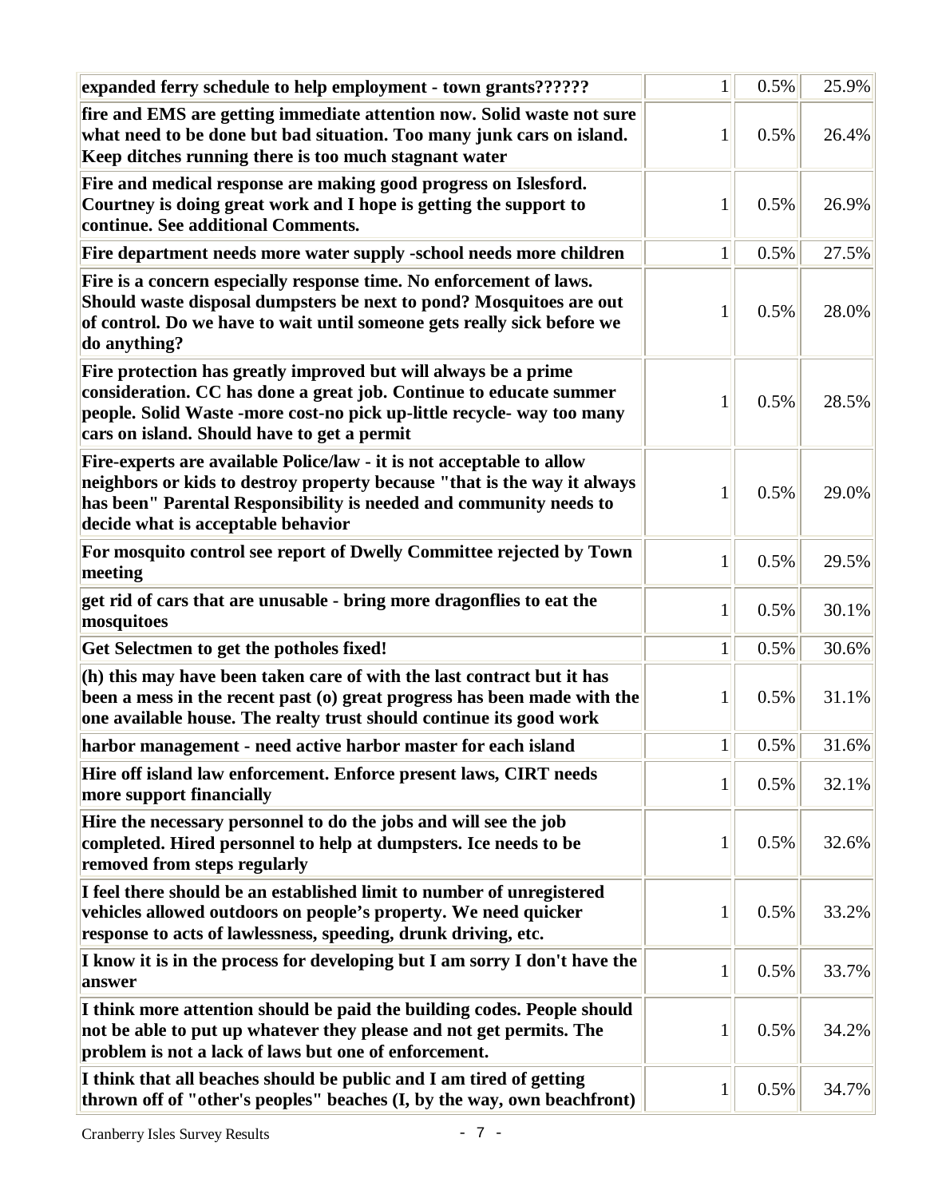| | | | |
|---|---|---|---|
| **expanded ferry schedule to help employment - town grants??????** | 1 | 0.5% | 25.9% |
| **fire and EMS are getting immediate attention now. Solid waste not sure what need to be done but bad situation. Too many junk cars on island. Keep ditches running there is too much stagnant water** | 1 | 0.5% | 26.4% |
| **Fire and medical response are making good progress on Islesford. Courtney is doing great work and I hope is getting the support to continue. See additional Comments.** | 1 | 0.5% | 26.9% |
| **Fire department needs more water supply -school needs more children** | 1 | 0.5% | 27.5% |
| **Fire is a concern especially response time. No enforcement of laws. Should waste disposal dumpsters be next to pond? Mosquitoes are out of control. Do we have to wait until someone gets really sick before we do anything?** | 1 | 0.5% | 28.0% |
| **Fire protection has greatly improved but will always be a prime consideration. CC has done a great job. Continue to educate summer people. Solid Waste -more cost-no pick up-little recycle- way too many cars on island. Should have to get a permit** | 1 | 0.5% | 28.5% |
| **Fire-experts are available Police/law - it is not acceptable to allow neighbors or kids to destroy property because "that is the way it always has been" Parental Responsibility is needed and community needs to decide what is acceptable behavior** | 1 | 0.5% | 29.0% |
| **For mosquito control see report of Dwelly Committee rejected by Town meeting** | 1 | 0.5% | 29.5% |
| **get rid of cars that are unusable - bring more dragonflies to eat the mosquitoes** | 1 | 0.5% | 30.1% |
| **Get Selectmen to get the potholes fixed!** | 1 | 0.5% | 30.6% |
| **(h) this may have been taken care of with the last contract but it has been a mess in the recent past (o) great progress has been made with the one available house. The realty trust should continue its good work** | 1 | 0.5% | 31.1% |
| **harbor management - need active harbor master for each island** | 1 | 0.5% | 31.6% |
| **Hire off island law enforcement. Enforce present laws, CIRT needs more support financially** | 1 | 0.5% | 32.1% |
| **Hire the necessary personnel to do the jobs and will see the job completed. Hired personnel to help at dumpsters. Ice needs to be removed from steps regularly** | 1 | 0.5% | 32.6% |
| **I feel there should be an established limit to number of unregistered vehicles allowed outdoors on people's property. We need quicker response to acts of lawlessness, speeding, drunk driving, etc.** | 1 | 0.5% | 33.2% |
| **I know it is in the process for developing but I am sorry I don't have the answer** | 1 | 0.5% | 33.7% |
| **I think more attention should be paid the building codes. People should not be able to put up whatever they please and not get permits. The problem is not a lack of laws but one of enforcement.** | 1 | 0.5% | 34.2% |
| **I think that all beaches should be public and I am tired of getting thrown off of "other's peoples" beaches (I, by the way, own beachfront)** | 1 | 0.5% | 34.7% |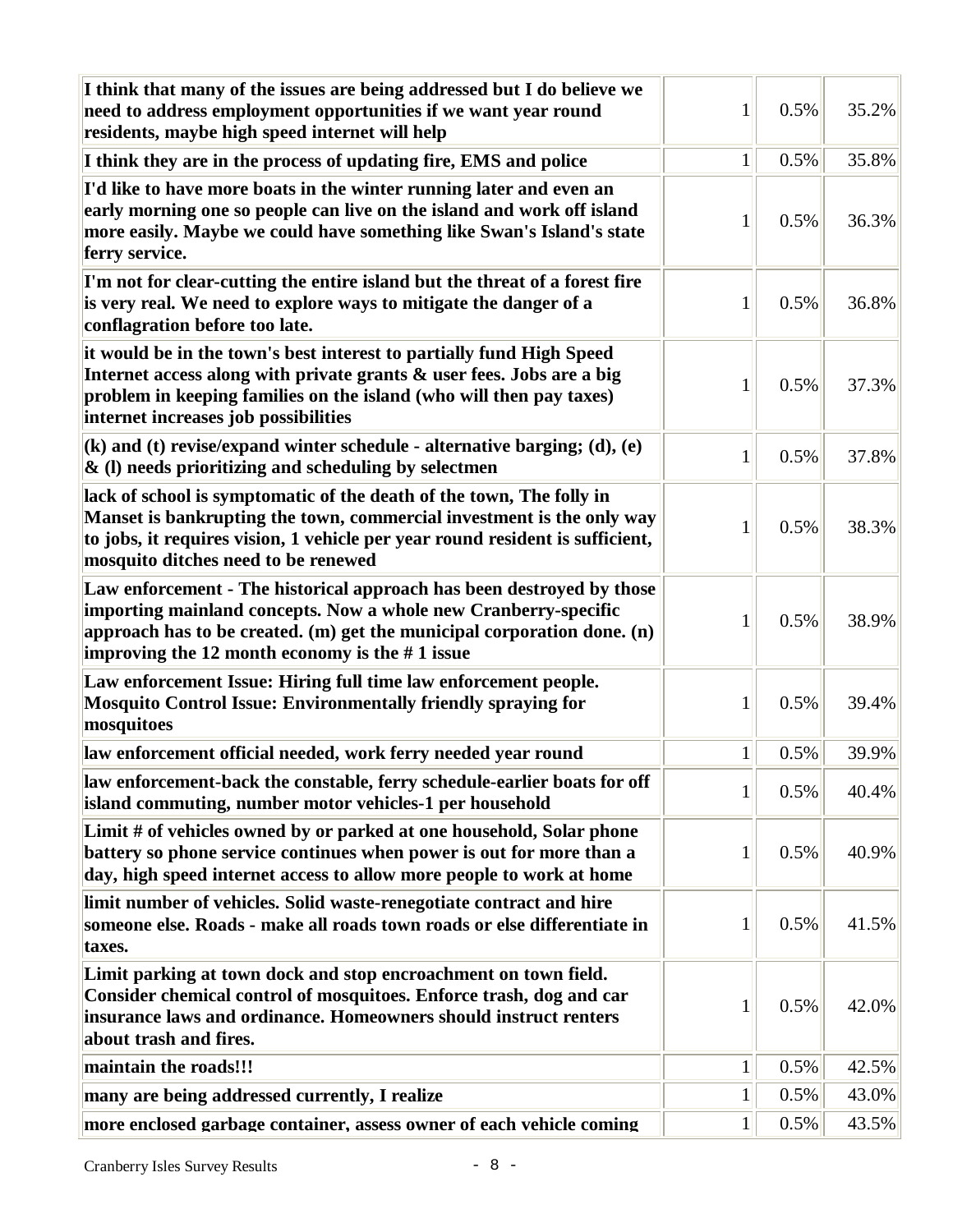| | | | |
|---|---|---|---|
| **I think that many of the issues are being addressed but I do believe we need to address employment opportunities if we want year round residents, maybe high speed internet will help** | 1 | 0.5% | 35.2% |
| **I think they are in the process of updating fire, EMS and police** | 1 | 0.5% | 35.8% |
| **I'd like to have more boats in the winter running later and even an early morning one so people can live on the island and work off island more easily. Maybe we could have something like Swan's Island's state ferry service.** | 1 | 0.5% | 36.3% |
| **I'm not for clear-cutting the entire island but the threat of a forest fire is very real. We need to explore ways to mitigate the danger of a conflagration before too late.** | 1 | 0.5% | 36.8% |
| **it would be in the town's best interest to partially fund High Speed Internet access along with private grants & user fees. Jobs are a big problem in keeping families on the island (who will then pay taxes) internet increases job possibilities** | 1 | 0.5% | 37.3% |
| **(k) and (t) revise/expand winter schedule - alternative barging; (d), (e) & (l) needs prioritizing and scheduling by selectmen** | 1 | 0.5% | 37.8% |
| **lack of school is symptomatic of the death of the town, The folly in Manset is bankrupting the town, commercial investment is the only way to jobs, it requires vision, 1 vehicle per year round resident is sufficient, mosquito ditches need to be renewed** | 1 | 0.5% | 38.3% |
| **Law enforcement - The historical approach has been destroyed by those importing mainland concepts. Now a whole new Cranberry-specific approach has to be created. (m) get the municipal corporation done. (n) improving the 12 month economy is the # 1 issue** | 1 | 0.5% | 38.9% |
| **Law enforcement Issue: Hiring full time law enforcement people. Mosquito Control Issue: Environmentally friendly spraying for mosquitoes** | 1 | 0.5% | 39.4% |
| **law enforcement official needed, work ferry needed year round** | 1 | 0.5% | 39.9% |
| **law enforcement-back the constable, ferry schedule-earlier boats for off island commuting, number motor vehicles-1 per household** | 1 | 0.5% | 40.4% |
| **Limit # of vehicles owned by or parked at one household, Solar phone battery so phone service continues when power is out for more than a day, high speed internet access to allow more people to work at home** | 1 | 0.5% | 40.9% |
| **limit number of vehicles. Solid waste-renegotiate contract and hire someone else. Roads - make all roads town roads or else differentiate in taxes.** | 1 | 0.5% | 41.5% |
| **Limit parking at town dock and stop encroachment on town field. Consider chemical control of mosquitoes. Enforce trash, dog and car insurance laws and ordinance. Homeowners should instruct renters about trash and fires.** | 1 | 0.5% | 42.0% |
| **maintain the roads!!!** | 1 | 0.5% | 42.5% |
| **many are being addressed currently, I realize** | 1 | 0.5% | 43.0% |
| **more enclosed garbage container, assess owner of each vehicle coming** | 1 | 0.5% | 43.5% |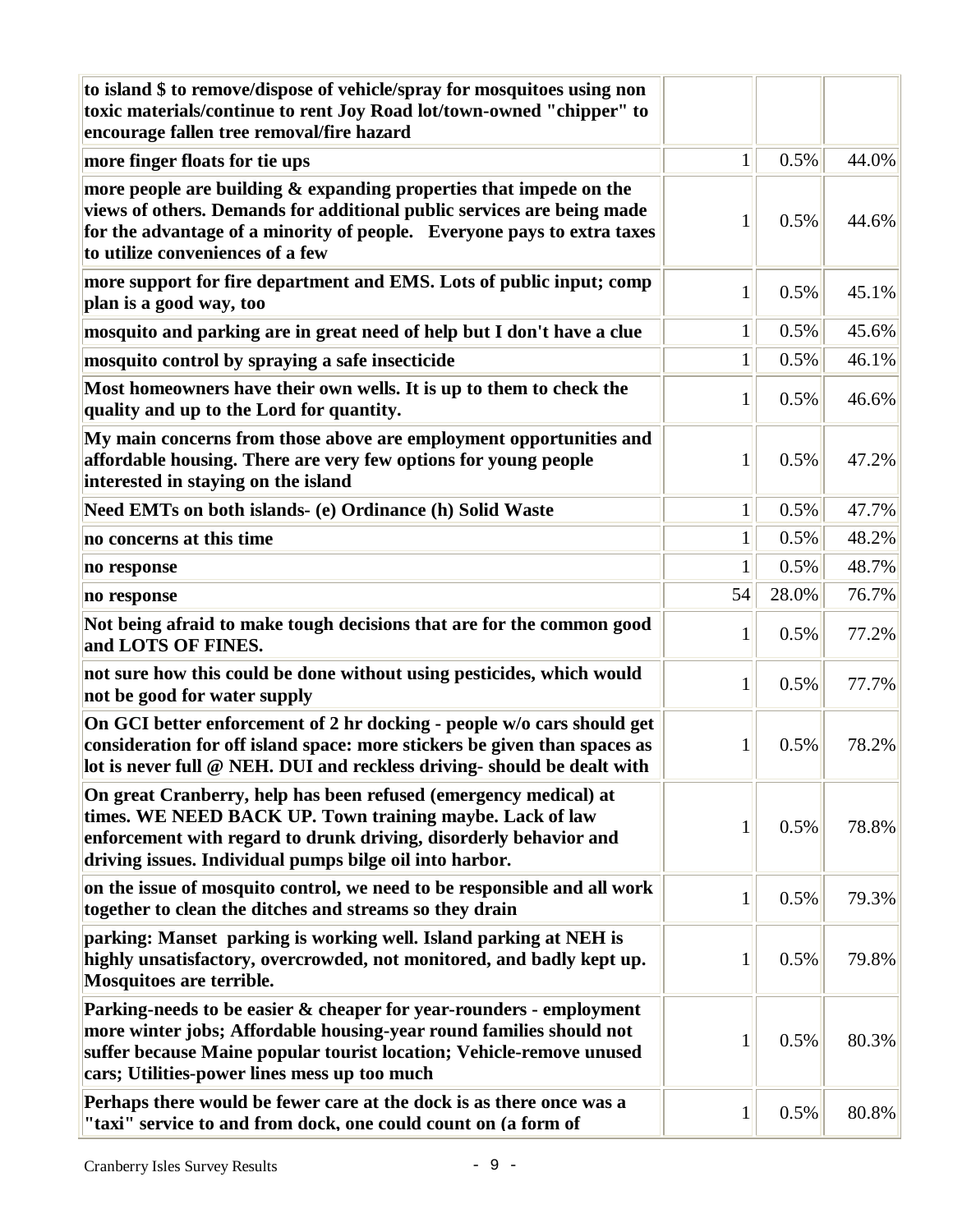| | | | |
|---|---|---|---|
| to island $ to remove/dispose of vehicle/spray for mosquitoes using non toxic materials/continue to rent Joy Road lot/town-owned "chipper" to encourage fallen tree removal/fire hazard | | | |
| more finger floats for tie ups | 1 | 0.5% | 44.0% |
| more people are building & expanding properties that impede on the views of others. Demands for additional public services are being made for the advantage of a minority of people. Everyone pays to extra taxes to utilize conveniences of a few | 1 | 0.5% | 44.6% |
| more support for fire department and EMS. Lots of public input; comp plan is a good way, too | 1 | 0.5% | 45.1% |
| mosquito and parking are in great need of help but I don't have a clue | 1 | 0.5% | 45.6% |
| mosquito control by spraying a safe insecticide | 1 | 0.5% | 46.1% |
| Most homeowners have their own wells. It is up to them to check the quality and up to the Lord for quantity. | 1 | 0.5% | 46.6% |
| My main concerns from those above are employment opportunities and affordable housing. There are very few options for young people interested in staying on the island | 1 | 0.5% | 47.2% |
| Need EMTs on both islands- (e) Ordinance (h) Solid Waste | 1 | 0.5% | 47.7% |
| no concerns at this time | 1 | 0.5% | 48.2% |
| no response | 1 | 0.5% | 48.7% |
| no response | 54 | 28.0% | 76.7% |
| Not being afraid to make tough decisions that are for the common good and LOTS OF FINES. | 1 | 0.5% | 77.2% |
| not sure how this could be done without using pesticides, which would not be good for water supply | 1 | 0.5% | 77.7% |
| On GCI better enforcement of 2 hr docking - people w/o cars should get consideration for off island space: more stickers be given than spaces as lot is never full @ NEH. DUI and reckless driving- should be dealt with | 1 | 0.5% | 78.2% |
| On great Cranberry, help has been refused (emergency medical) at times. WE NEED BACK UP. Town training maybe. Lack of law enforcement with regard to drunk driving, disorderly behavior and driving issues. Individual pumps bilge oil into harbor. | 1 | 0.5% | 78.8% |
| on the issue of mosquito control, we need to be responsible and all work together to clean the ditches and streams so they drain | 1 | 0.5% | 79.3% |
| parking: Manset parking is working well. Island parking at NEH is highly unsatisfactory, overcrowded, not monitored, and badly kept up. Mosquitoes are terrible. | 1 | 0.5% | 79.8% |
| Parking-needs to be easier & cheaper for year-rounders - employment more winter jobs; Affordable housing-year round families should not suffer because Maine popular tourist location; Vehicle-remove unused cars; Utilities-power lines mess up too much | 1 | 0.5% | 80.3% |
| Perhaps there would be fewer care at the dock is as there once was a "taxi" service to and from dock, one could count on (a form of | 1 | 0.5% | 80.8% |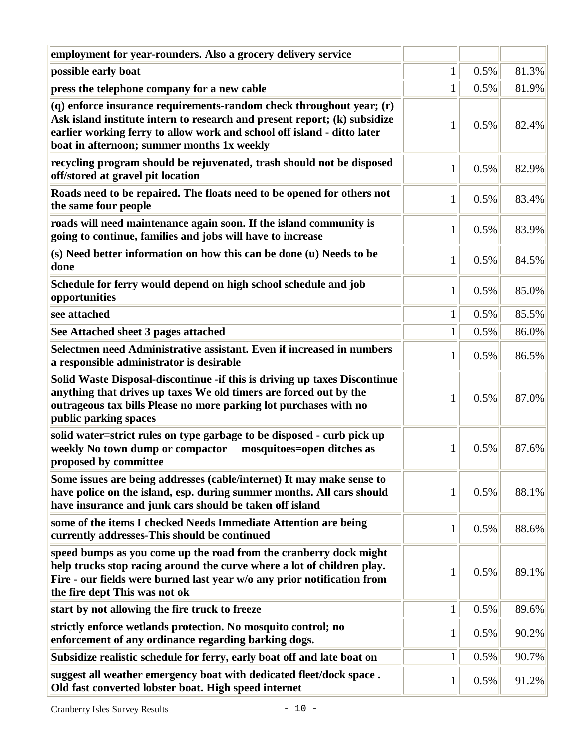| | | | |
|---|---|---|---|
| employment for year-rounders. Also a grocery delivery service | | | |
| possible early boat | 1 | 0.5% | 81.3% |
| press the telephone company for a new cable | 1 | 0.5% | 81.9% |
| (q) enforce insurance requirements-random check throughout year; (r) Ask island institute intern to research and present report; (k) subsidize earlier working ferry to allow work and school off island - ditto later boat in afternoon; summer months 1x weekly | 1 | 0.5% | 82.4% |
| recycling program should be rejuvenated, trash should not be disposed off/stored at gravel pit location | 1 | 0.5% | 82.9% |
| Roads need to be repaired. The floats need to be opened for others not the same four people | 1 | 0.5% | 83.4% |
| roads will need maintenance again soon. If the island community is going to continue, families and jobs will have to increase | 1 | 0.5% | 83.9% |
| (s) Need better information on how this can be done (u) Needs to be done | 1 | 0.5% | 84.5% |
| Schedule for ferry would depend on high school schedule and job opportunities | 1 | 0.5% | 85.0% |
| see attached | 1 | 0.5% | 85.5% |
| See Attached sheet 3 pages attached | 1 | 0.5% | 86.0% |
| Selectmen need Administrative assistant. Even if increased in numbers a responsible administrator is desirable | 1 | 0.5% | 86.5% |
| Solid Waste Disposal-discontinue -if this is driving up taxes Discontinue anything that drives up taxes We old timers are forced out by the outrageous tax bills Please no more parking lot purchases with no public parking spaces | 1 | 0.5% | 87.0% |
| solid water=strict rules on type garbage to be disposed - curb pick up weekly No town dump or compactor mosquitoes=open ditches as proposed by committee | 1 | 0.5% | 87.6% |
| Some issues are being addresses (cable/internet) It may make sense to have police on the island, esp. during summer months. All cars should have insurance and junk cars should be taken off island | 1 | 0.5% | 88.1% |
| some of the items I checked Needs Immediate Attention are being currently addresses-This should be continued | 1 | 0.5% | 88.6% |
| speed bumps as you come up the road from the cranberry dock might help trucks stop racing around the curve where a lot of children play. Fire - our fields were burned last year w/o any prior notification from the fire dept This was not ok | 1 | 0.5% | 89.1% |
| start by not allowing the fire truck to freeze | 1 | 0.5% | 89.6% |
| strictly enforce wetlands protection. No mosquito control; no enforcement of any ordinance regarding barking dogs. | 1 | 0.5% | 90.2% |
| Subsidize realistic schedule for ferry, early boat off and late boat on | 1 | 0.5% | 90.7% |
| suggest all weather emergency boat with dedicated fleet/dock space . Old fast converted lobster boat. High speed internet | 1 | 0.5% | 91.2% |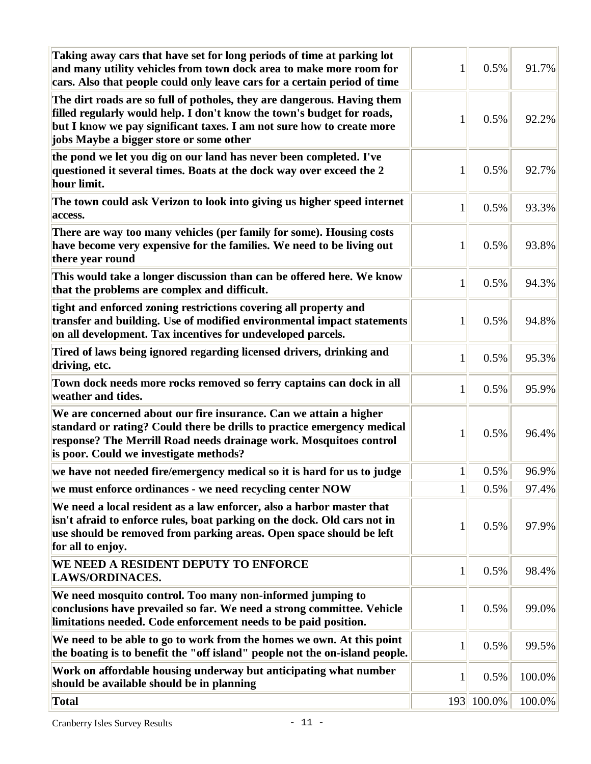| | | | |
|---|---|---|---|
| **Taking away cars that have set for long periods of time at parking lot and many utility vehicles from town dock area to make more room for cars. Also that people could only leave cars for a certain period of time** | 1 | 0.5% | 91.7% |
| **The dirt roads are so full of potholes, they are dangerous. Having them filled regularly would help. I don't know the town's budget for roads, but I know we pay significant taxes. I am not sure how to create more jobs Maybe a bigger store or some other** | 1 | 0.5% | 92.2% |
| **the pond we let you dig on our land has never been completed. I've questioned it several times. Boats at the dock way over exceed the 2 hour limit.** | 1 | 0.5% | 92.7% |
| **The town could ask Verizon to look into giving us higher speed internet access.** | 1 | 0.5% | 93.3% |
| **There are way too many vehicles (per family for some). Housing costs have become very expensive for the families. We need to be living out there year round** | 1 | 0.5% | 93.8% |
| **This would take a longer discussion than can be offered here. We know that the problems are complex and difficult.** | 1 | 0.5% | 94.3% |
| **tight and enforced zoning restrictions covering all property and transfer and building. Use of modified environmental impact statements on all development. Tax incentives for undeveloped parcels.** | 1 | 0.5% | 94.8% |
| **Tired of laws being ignored regarding licensed drivers, drinking and driving, etc.** | 1 | 0.5% | 95.3% |
| **Town dock needs more rocks removed so ferry captains can dock in all weather and tides.** | 1 | 0.5% | 95.9% |
| **We are concerned about our fire insurance. Can we attain a higher standard or rating? Could there be drills to practice emergency medical response? The Merrill Road needs drainage work. Mosquitoes control is poor. Could we investigate methods?** | 1 | 0.5% | 96.4% |
| **we have not needed fire/emergency medical so it is hard for us to judge** | 1 | 0.5% | 96.9% |
| **we must enforce ordinances - we need recycling center NOW** | 1 | 0.5% | 97.4% |
| **We need a local resident as a law enforcer, also a harbor master that isn't afraid to enforce rules, boat parking on the dock. Old cars not in use should be removed from parking areas. Open space should be left for all to enjoy.** | 1 | 0.5% | 97.9% |
| **WE NEED A RESIDENT DEPUTY TO ENFORCE LAWS/ORDINACES.** | 1 | 0.5% | 98.4% |
| **We need mosquito control. Too many non-informed jumping to conclusions have prevailed so far. We need a strong committee. Vehicle limitations needed. Code enforcement needs to be paid position.** | 1 | 0.5% | 99.0% |
| **We need to be able to go to work from the homes we own. At this point the boating is to benefit the "off island" people not the on-island people.** | 1 | 0.5% | 99.5% |
| **Work on affordable housing underway but anticipating what number should be available should be in planning** | 1 | 0.5% | 100.0% |
| **Total** | 193 | 100.0% | 100.0% |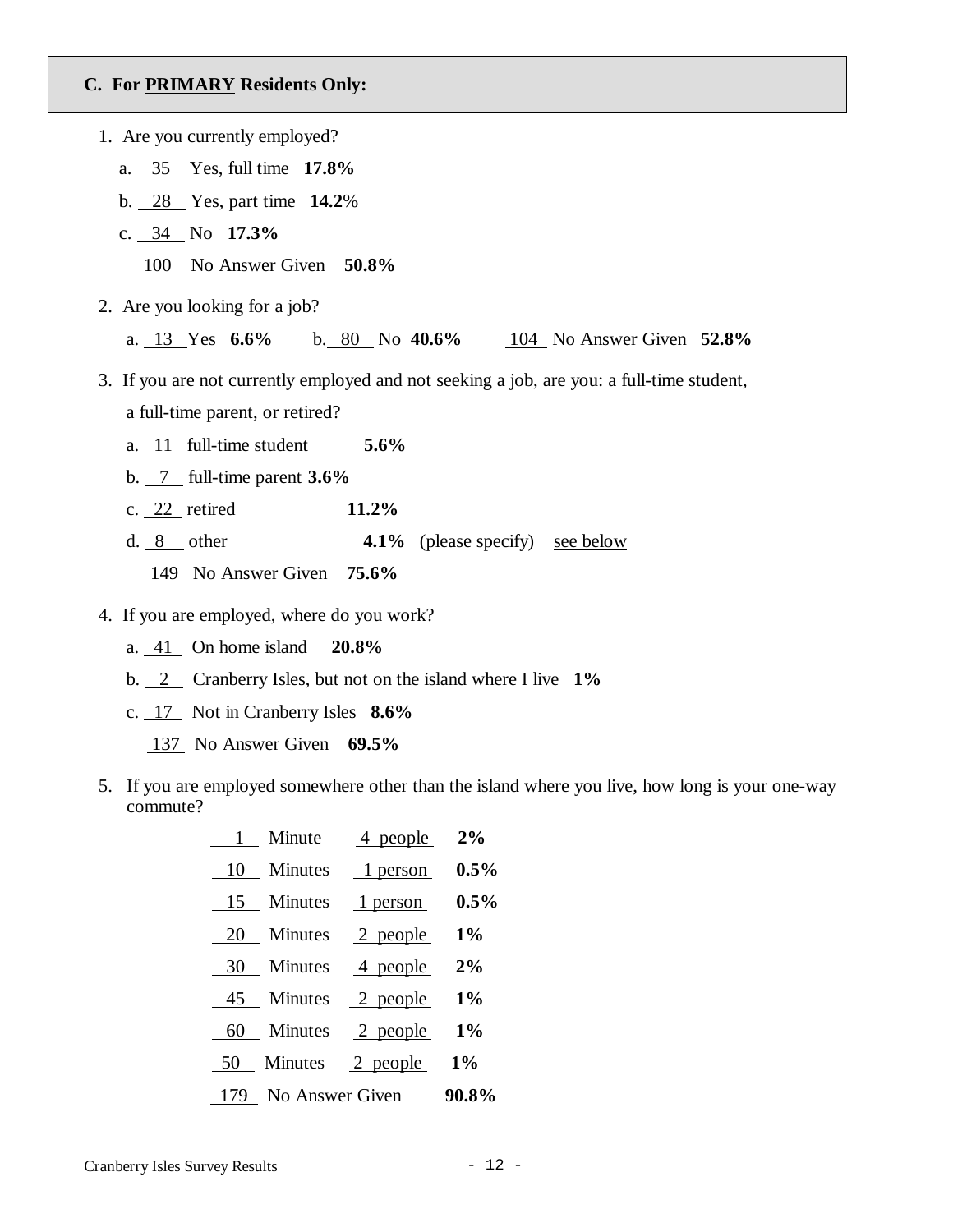## C. For PRIMARY Residents Only:

1. Are you currently employed?

   a. 35 Yes, full time **17.8%**

   b. 28 Yes, part time **14.2**%

   c. 34 No **17.3%**

   100 No Answer Given **50.8%**

2. Are you looking for a job?

   a. 13 Yes **6.6%** b. 80 No **40.6%** 104 No Answer Given **52.8%**

3. If you are not currently employed and not seeking a job, are you: a full-time student, a full-time parent, or retired?

   a. 11 full-time student **5.6%**

   b. 7 full-time parent **3.6%**

   c. 22 retired **11.2%**

   d. 8 other **4.1%** (please specify) see below

   149 No Answer Given **75.6%**

4. If you are employed, where do you work?

   a. 41 On home island **20.8%**

   b. 2 Cranberry Isles, but not on the island where I live **1%**

   c. 17 Not in Cranberry Isles **8.6%**

   137 No Answer Given **69.5%**

5. If you are employed somewhere other than the island where you live, how long is your one-way commute?

| Time | Count | Percent |
|---|---|---|
| 1 Minute | 4 people | **2%** |
| 10 Minutes | 1 person | **0.5%** |
| 15 Minutes | 1 person | **0.5%** |
| 20 Minutes | 2 people | **1%** |
| 30 Minutes | 4 people | **2%** |
| 45 Minutes | 2 people | **1%** |
| 60 Minutes | 2 people | **1%** |
| 50 Minutes | 2 people | **1%** |
| 179 No Answer Given | | **90.8%** |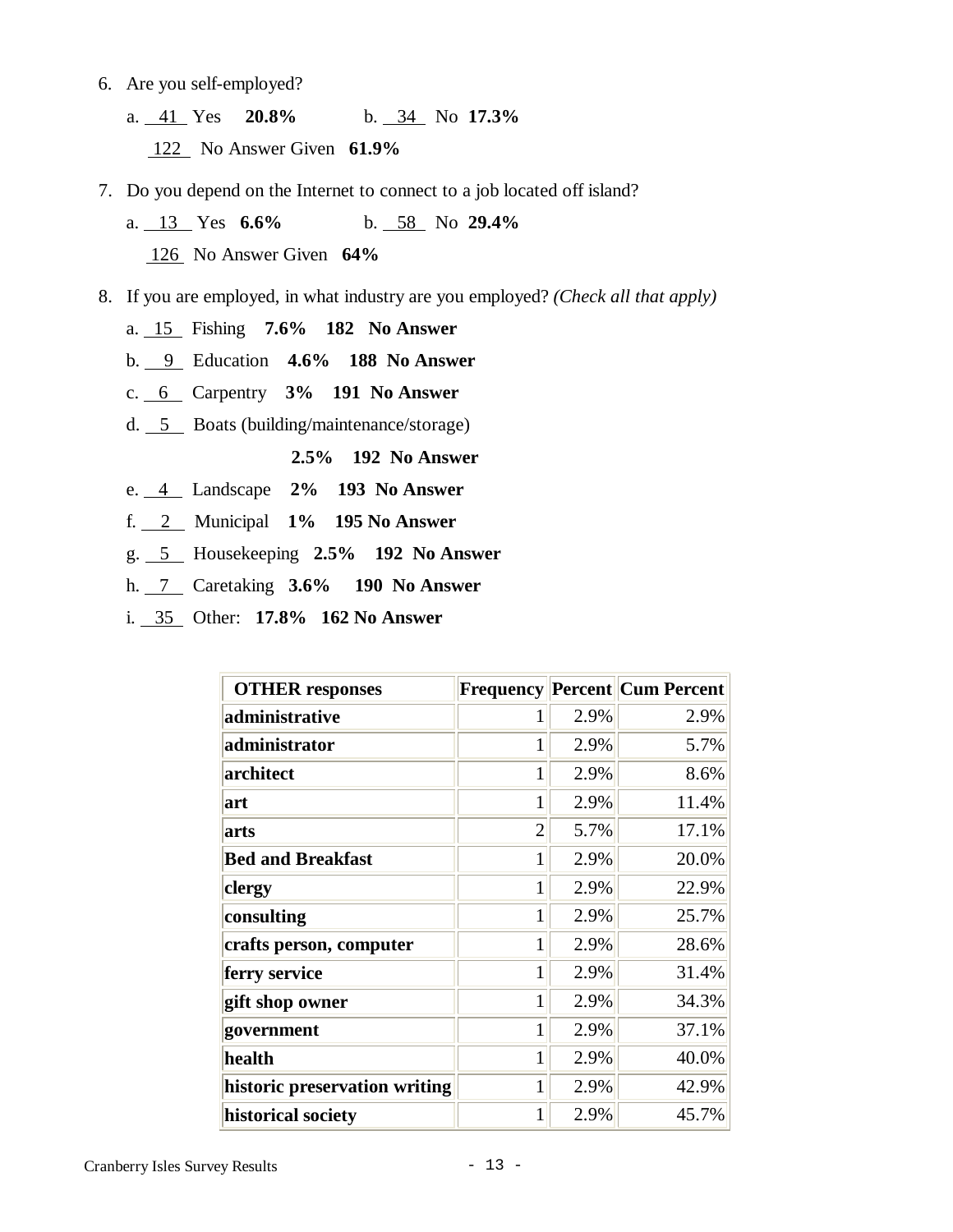6. Are you self-employed?

   a. 41 Yes **20.8%** b. 34 No **17.3%**

   122 No Answer Given **61.9%**

7. Do you depend on the Internet to connect to a job located off island?

   a. 13 Yes **6.6%** b. 58 No **29.4%**

   126 No Answer Given **64%**

8. If you are employed, in what industry are you employed? *(Check all that apply)*

   a. 15 Fishing **7.6% 182 No Answer**

   b. 9 Education **4.6% 188 No Answer**

   c. 6 Carpentry **3% 191 No Answer**

   d. 5 Boats (building/maintenance/storage)

   **2.5% 192 No Answer**

   e. 4 Landscape **2% 193 No Answer**

   f. 2 Municipal **1% 195 No Answer**

   g. 5 Housekeeping **2.5% 192 No Answer**

   h. 7 Caretaking **3.6% 190 No Answer**

   i. 35 Other: **17.8% 162 No Answer**

| OTHER responses | Frequency | Percent | Cum Percent |
|---|---|---|---|
| administrative | 1 | 2.9% | 2.9% |
| administrator | 1 | 2.9% | 5.7% |
| architect | 1 | 2.9% | 8.6% |
| art | 1 | 2.9% | 11.4% |
| arts | 2 | 5.7% | 17.1% |
| Bed and Breakfast | 1 | 2.9% | 20.0% |
| clergy | 1 | 2.9% | 22.9% |
| consulting | 1 | 2.9% | 25.7% |
| crafts person, computer | 1 | 2.9% | 28.6% |
| ferry service | 1 | 2.9% | 31.4% |
| gift shop owner | 1 | 2.9% | 34.3% |
| government | 1 | 2.9% | 37.1% |
| health | 1 | 2.9% | 40.0% |
| historic preservation writing | 1 | 2.9% | 42.9% |
| historical society | 1 | 2.9% | 45.7% |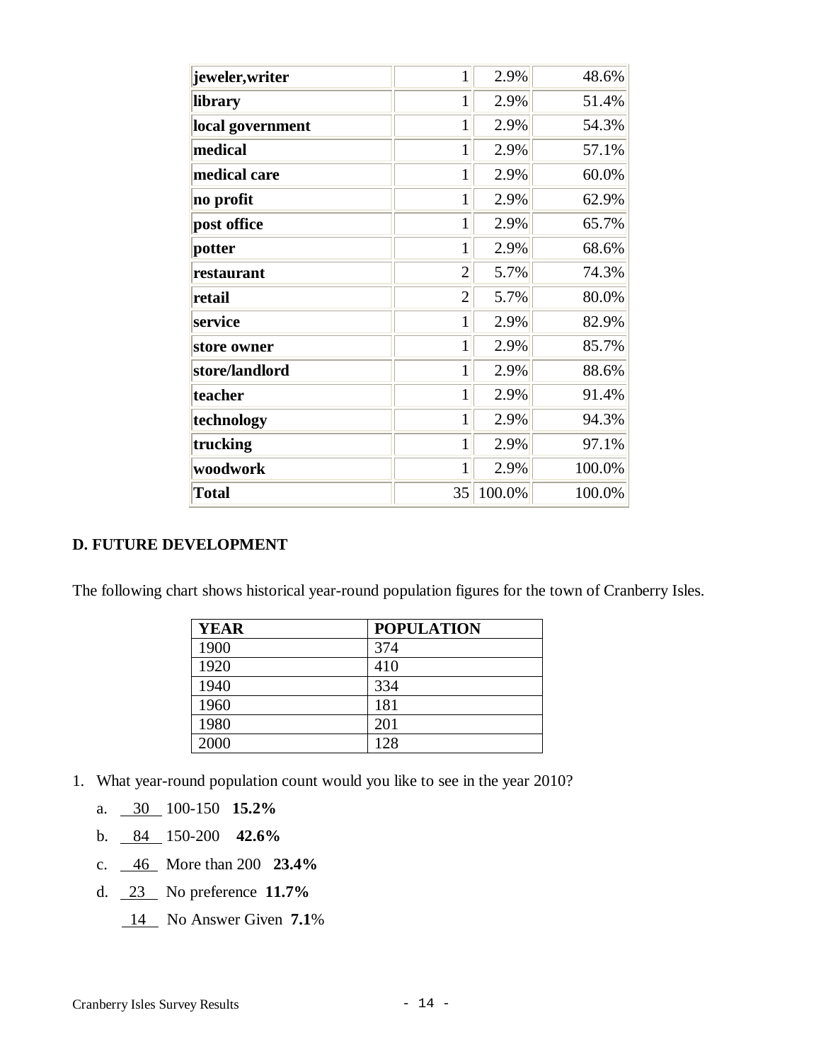| jeweler,writer | 1 | 2.9% | 48.6% |
|---|---|---|---|
| library | 1 | 2.9% | 51.4% |
| local government | 1 | 2.9% | 54.3% |
| medical | 1 | 2.9% | 57.1% |
| medical care | 1 | 2.9% | 60.0% |
| no profit | 1 | 2.9% | 62.9% |
| post office | 1 | 2.9% | 65.7% |
| potter | 1 | 2.9% | 68.6% |
| restaurant | 2 | 5.7% | 74.3% |
| retail | 2 | 5.7% | 80.0% |
| service | 1 | 2.9% | 82.9% |
| store owner | 1 | 2.9% | 85.7% |
| store/landlord | 1 | 2.9% | 88.6% |
| teacher | 1 | 2.9% | 91.4% |
| technology | 1 | 2.9% | 94.3% |
| trucking | 1 | 2.9% | 97.1% |
| woodwork | 1 | 2.9% | 100.0% |
| **Total** | 35 | 100.0% | 100.0% |

## D. FUTURE DEVELOPMENT

The following chart shows historical year-round population figures for the town of Cranberry Isles.

| YEAR | POPULATION |
|---|---|
| 1900 | 374 |
| 1920 | 410 |
| 1940 | 334 |
| 1960 | 181 |
| 1980 | 201 |
| 2000 | 128 |

1. What year-round population count would you like to see in the year 2010?

   a. 30 100-150 **15.2%**

   b. 84 150-200 **42.6%**

   c. 46 More than 200 **23.4%**

   d. 23 No preference **11.7%**

   14 No Answer Given **7.1**%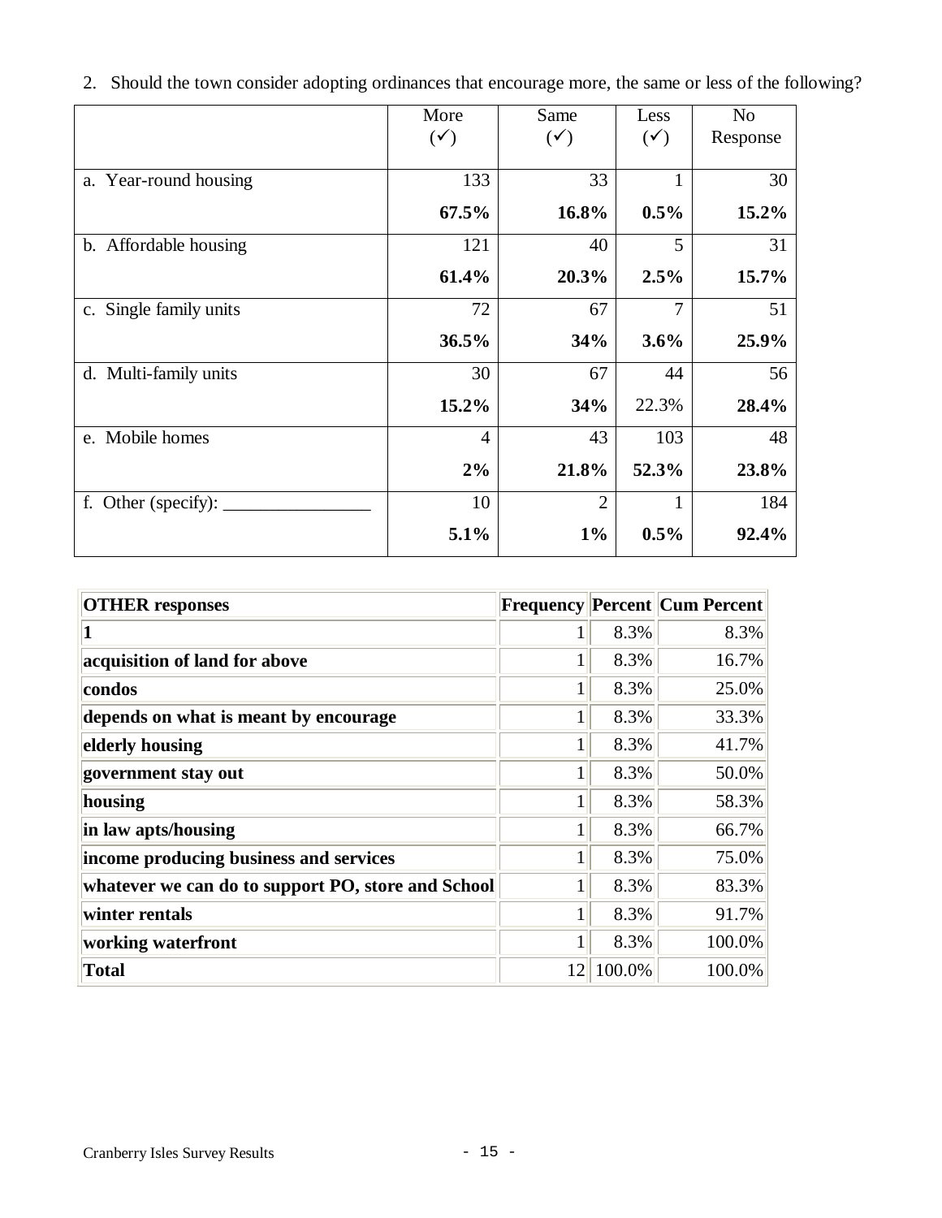2. Should the town consider adopting ordinances that encourage more, the same or less of the following?

| | More (✓) | Same (✓) | Less (✓) | No Response |
|---|---|---|---|---|
| a. Year-round housing | 133 | 33 | 1 | 30 |
| | **67.5%** | **16.8%** | **0.5%** | **15.2%** |
| b. Affordable housing | 121 | 40 | 5 | 31 |
| | **61.4%** | **20.3%** | **2.5%** | **15.7%** |
| c. Single family units | 72 | 67 | 7 | 51 |
| | **36.5%** | **34%** | **3.6%** | **25.9%** |
| d. Multi-family units | 30 | 67 | 44 | 56 |
| | **15.2%** | **34%** | 22.3% | **28.4%** |
| e. Mobile homes | 4 | 43 | 103 | 48 |
| | **2%** | **21.8%** | **52.3%** | **23.8%** |
| f. Other (specify): ________________ | 10 | 2 | 1 | 184 |
| | **5.1%** | **1%** | **0.5%** | **92.4%** |

| OTHER responses | Frequency | Percent | Cum Percent |
|---|---|---|---|
| **1** | 1 | 8.3% | 8.3% |
| **acquisition of land for above** | 1 | 8.3% | 16.7% |
| **condos** | 1 | 8.3% | 25.0% |
| **depends on what is meant by encourage** | 1 | 8.3% | 33.3% |
| **elderly housing** | 1 | 8.3% | 41.7% |
| **government stay out** | 1 | 8.3% | 50.0% |
| **housing** | 1 | 8.3% | 58.3% |
| **in law apts/housing** | 1 | 8.3% | 66.7% |
| **income producing business and services** | 1 | 8.3% | 75.0% |
| **whatever we can do to support PO, store and School** | 1 | 8.3% | 83.3% |
| **winter rentals** | 1 | 8.3% | 91.7% |
| **working waterfront** | 1 | 8.3% | 100.0% |
| **Total** | 12 | 100.0% | 100.0% |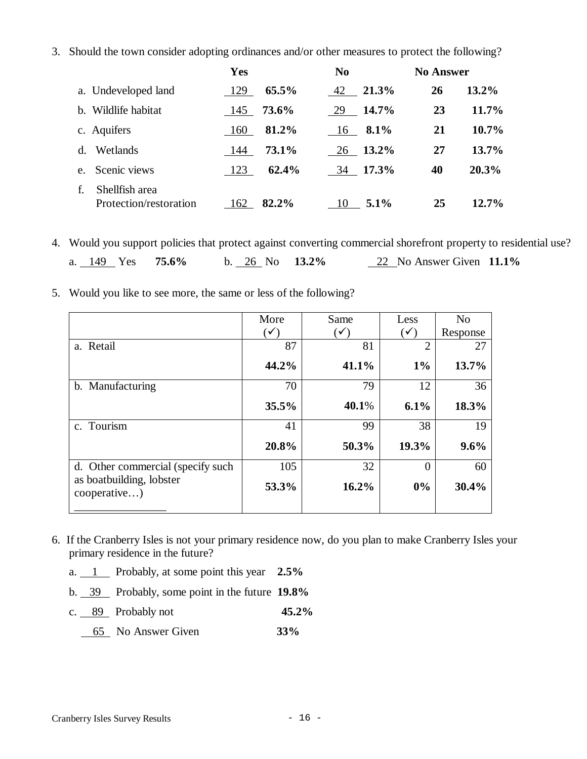3. Should the town consider adopting ordinances and/or other measures to protect the following?

| | Yes | | No | | No Answer | |
|---|---|---|---|---|---|---|
| a. Undeveloped land | 129 | **65.5%** | 42 | **21.3%** | **26** | **13.2%** |
| b. Wildlife habitat | 145 | **73.6%** | 29 | **14.7%** | **23** | **11.7%** |
| c. Aquifers | 160 | **81.2%** | 16 | **8.1%** | **21** | **10.7%** |
| d. Wetlands | 144 | **73.1%** | 26 | **13.2%** | **27** | **13.7%** |
| e. Scenic views | 123 | **62.4%** | 34 | **17.3%** | **40** | **20.3%** |
| f. Shellfish area Protection/restoration | 162 | **82.2%** | 10 | **5.1%** | **25** | **12.7%** |

4. Would you support policies that protect against converting commercial shorefront property to residential use?

   a. 149 Yes **75.6%** b. 26 No **13.2%** 22 No Answer Given **11.1%**

5. Would you like to see more, the same or less of the following?

| | More (✓) | Same (✓) | Less (✓) | No Response |
|---|---|---|---|---|
| a. Retail | 87<br>**44.2%** | 81<br>**41.1%** | 2<br>**1%** | 27<br>**13.7%** |
| b. Manufacturing | 70<br>**35.5%** | 79<br>**40.1**% | 12<br>**6.1%** | 36<br>**18.3%** |
| c. Tourism | 41<br>**20.8%** | 99<br>**50.3%** | 38<br>**19.3%** | 19<br>**9.6%** |
| d. Other commercial (specify such as boatbuilding, lobster cooperative…) ________________ | 105<br>**53.3%** | 32<br>**16.2%** | 0<br>**0%** | 60<br>**30.4%** |

6. If the Cranberry Isles is not your primary residence now, do you plan to make Cranberry Isles your primary residence in the future?

   a. 1 Probably, at some point this year **2.5%**

   b. 39 Probably, some point in the future **19.8%**

   c. 89 Probably not **45.2%**

   65 No Answer Given **33%**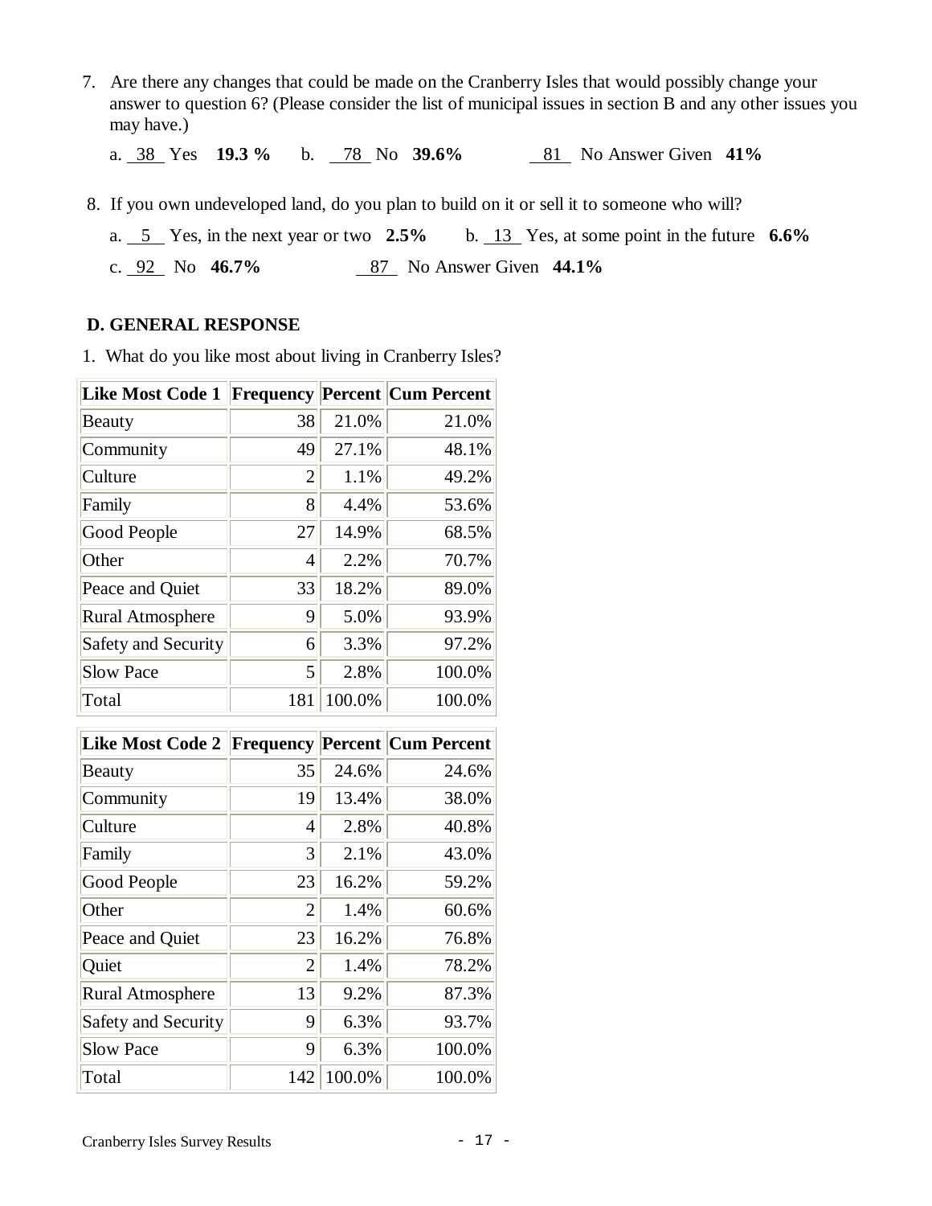7. Are there any changes that could be made on the Cranberry Isles that would possibly change your answer to question 6? (Please consider the list of municipal issues in section B and any other issues you may have.)

   a. 38 Yes **19.3 %** b. 78 No **39.6%** 81 No Answer Given **41%**

8. If you own undeveloped land, do you plan to build on it or sell it to someone who will?

   a. 5 Yes, in the next year or two **2.5%** b. 13 Yes, at some point in the future **6.6%**

   c. 92 No **46.7%** 87 No Answer Given **44.1%**

## D. GENERAL RESPONSE

1. What do you like most about living in Cranberry Isles?

| Like Most Code 1 | Frequency | Percent | Cum Percent |
|---|---|---|---|
| Beauty | 38 | 21.0% | 21.0% |
| Community | 49 | 27.1% | 48.1% |
| Culture | 2 | 1.1% | 49.2% |
| Family | 8 | 4.4% | 53.6% |
| Good People | 27 | 14.9% | 68.5% |
| Other | 4 | 2.2% | 70.7% |
| Peace and Quiet | 33 | 18.2% | 89.0% |
| Rural Atmosphere | 9 | 5.0% | 93.9% |
| Safety and Security | 6 | 3.3% | 97.2% |
| Slow Pace | 5 | 2.8% | 100.0% |
| Total | 181 | 100.0% | 100.0% |

| Like Most Code 2 | Frequency | Percent | Cum Percent |
|---|---|---|---|
| Beauty | 35 | 24.6% | 24.6% |
| Community | 19 | 13.4% | 38.0% |
| Culture | 4 | 2.8% | 40.8% |
| Family | 3 | 2.1% | 43.0% |
| Good People | 23 | 16.2% | 59.2% |
| Other | 2 | 1.4% | 60.6% |
| Peace and Quiet | 23 | 16.2% | 76.8% |
| Quiet | 2 | 1.4% | 78.2% |
| Rural Atmosphere | 13 | 9.2% | 87.3% |
| Safety and Security | 9 | 6.3% | 93.7% |
| Slow Pace | 9 | 6.3% | 100.0% |
| Total | 142 | 100.0% | 100.0% |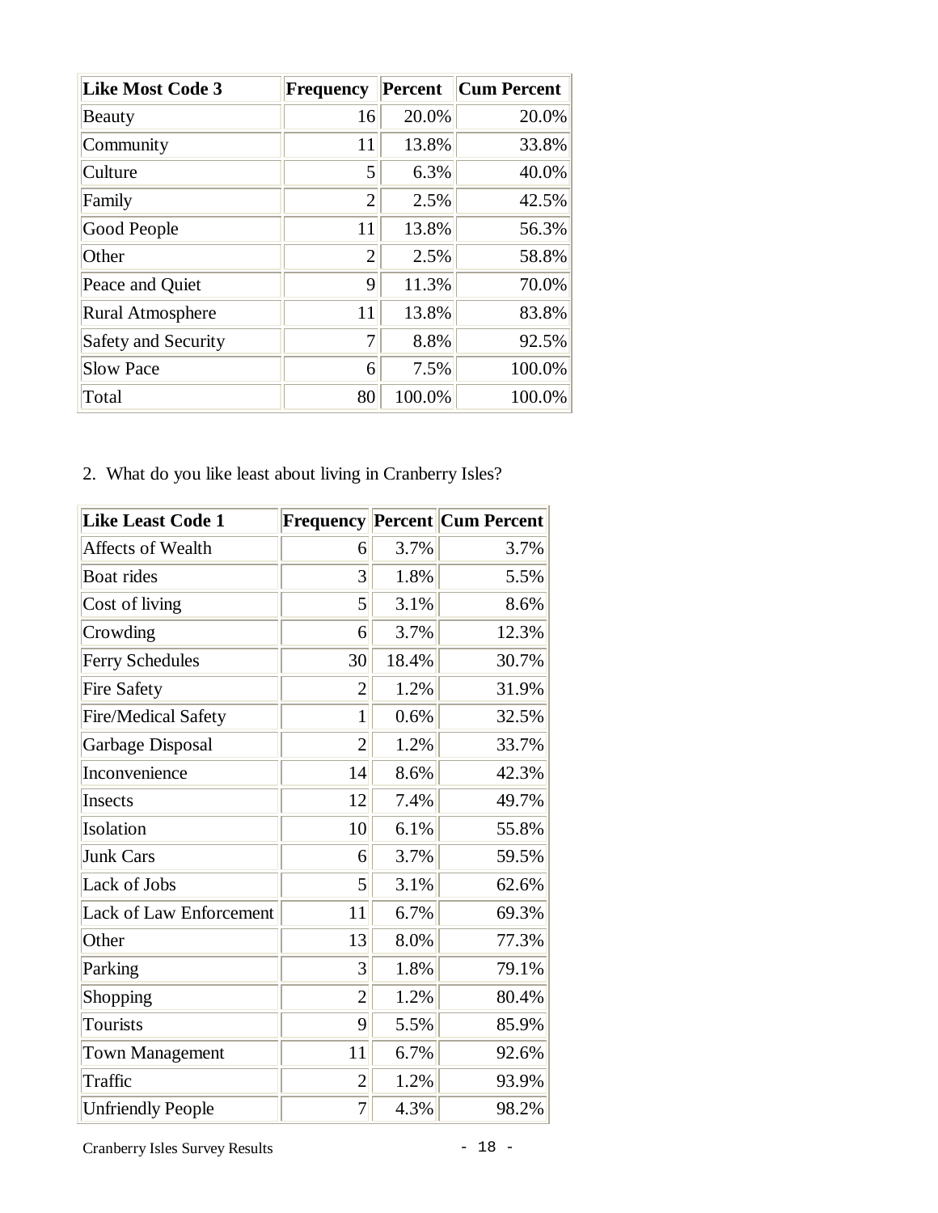| Like Most Code 3 | Frequency | Percent | Cum Percent |
|---|---|---|---|
| Beauty | 16 | 20.0% | 20.0% |
| Community | 11 | 13.8% | 33.8% |
| Culture | 5 | 6.3% | 40.0% |
| Family | 2 | 2.5% | 42.5% |
| Good People | 11 | 13.8% | 56.3% |
| Other | 2 | 2.5% | 58.8% |
| Peace and Quiet | 9 | 11.3% | 70.0% |
| Rural Atmosphere | 11 | 13.8% | 83.8% |
| Safety and Security | 7 | 8.8% | 92.5% |
| Slow Pace | 6 | 7.5% | 100.0% |
| Total | 80 | 100.0% | 100.0% |

2. What do you like least about living in Cranberry Isles?

| Like Least Code 1 | Frequency | Percent | Cum Percent |
|---|---|---|---|
| Affects of Wealth | 6 | 3.7% | 3.7% |
| Boat rides | 3 | 1.8% | 5.5% |
| Cost of living | 5 | 3.1% | 8.6% |
| Crowding | 6 | 3.7% | 12.3% |
| Ferry Schedules | 30 | 18.4% | 30.7% |
| Fire Safety | 2 | 1.2% | 31.9% |
| Fire/Medical Safety | 1 | 0.6% | 32.5% |
| Garbage Disposal | 2 | 1.2% | 33.7% |
| Inconvenience | 14 | 8.6% | 42.3% |
| Insects | 12 | 7.4% | 49.7% |
| Isolation | 10 | 6.1% | 55.8% |
| Junk Cars | 6 | 3.7% | 59.5% |
| Lack of Jobs | 5 | 3.1% | 62.6% |
| Lack of Law Enforcement | 11 | 6.7% | 69.3% |
| Other | 13 | 8.0% | 77.3% |
| Parking | 3 | 1.8% | 79.1% |
| Shopping | 2 | 1.2% | 80.4% |
| Tourists | 9 | 5.5% | 85.9% |
| Town Management | 11 | 6.7% | 92.6% |
| Traffic | 2 | 1.2% | 93.9% |
| Unfriendly People | 7 | 4.3% | 98.2% |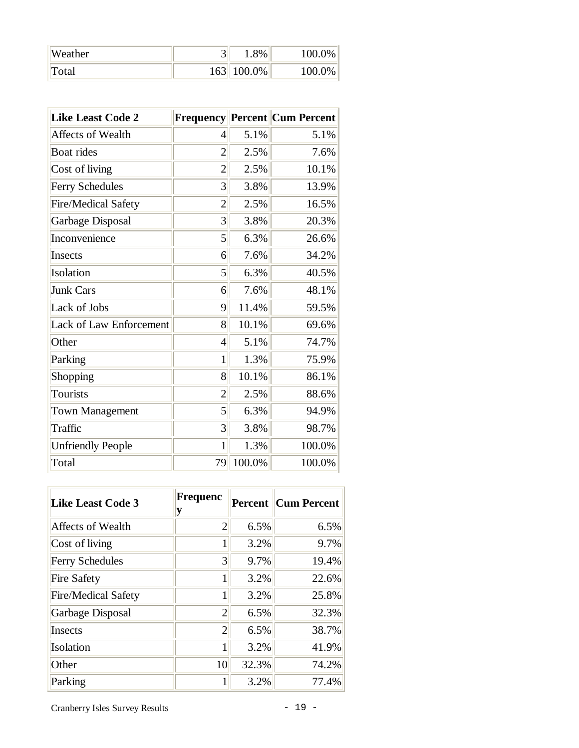| Weather | 3 | 1.8% | 100.0% |
|---|---|---|---|
| Total | 163 | 100.0% | 100.0% |

| Like Least Code 2 | Frequency | Percent | Cum Percent |
|---|---|---|---|
| Affects of Wealth | 4 | 5.1% | 5.1% |
| Boat rides | 2 | 2.5% | 7.6% |
| Cost of living | 2 | 2.5% | 10.1% |
| Ferry Schedules | 3 | 3.8% | 13.9% |
| Fire/Medical Safety | 2 | 2.5% | 16.5% |
| Garbage Disposal | 3 | 3.8% | 20.3% |
| Inconvenience | 5 | 6.3% | 26.6% |
| Insects | 6 | 7.6% | 34.2% |
| Isolation | 5 | 6.3% | 40.5% |
| Junk Cars | 6 | 7.6% | 48.1% |
| Lack of Jobs | 9 | 11.4% | 59.5% |
| Lack of Law Enforcement | 8 | 10.1% | 69.6% |
| Other | 4 | 5.1% | 74.7% |
| Parking | 1 | 1.3% | 75.9% |
| Shopping | 8 | 10.1% | 86.1% |
| Tourists | 2 | 2.5% | 88.6% |
| Town Management | 5 | 6.3% | 94.9% |
| Traffic | 3 | 3.8% | 98.7% |
| Unfriendly People | 1 | 1.3% | 100.0% |
| Total | 79 | 100.0% | 100.0% |

| Like Least Code 3 | Frequency | Percent | Cum Percent |
|---|---|---|---|
| Affects of Wealth | 2 | 6.5% | 6.5% |
| Cost of living | 1 | 3.2% | 9.7% |
| Ferry Schedules | 3 | 9.7% | 19.4% |
| Fire Safety | 1 | 3.2% | 22.6% |
| Fire/Medical Safety | 1 | 3.2% | 25.8% |
| Garbage Disposal | 2 | 6.5% | 32.3% |
| Insects | 2 | 6.5% | 38.7% |
| Isolation | 1 | 3.2% | 41.9% |
| Other | 10 | 32.3% | 74.2% |
| Parking | 1 | 3.2% | 77.4% |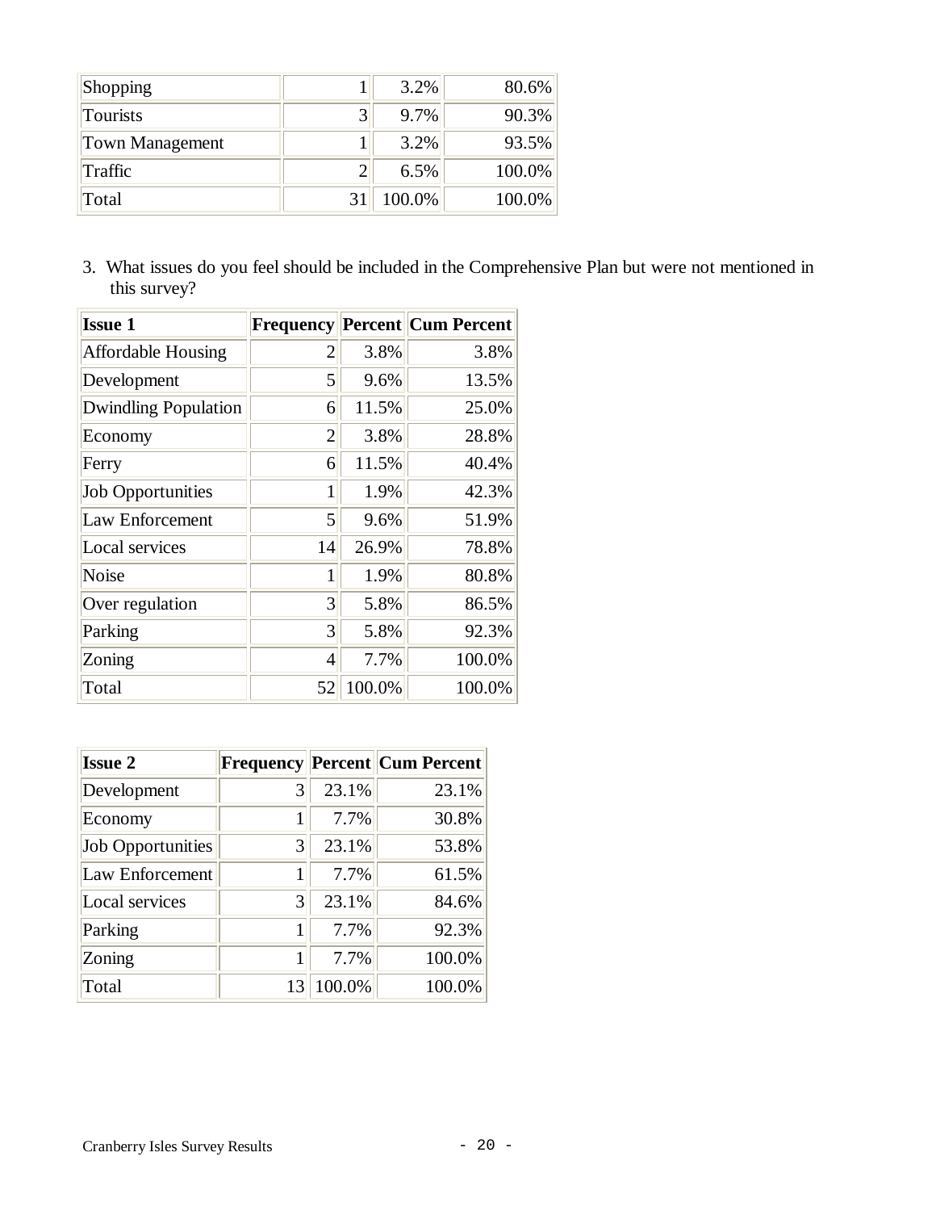| | | | |
|---|---|---|---|
| Shopping | 1 | 3.2% | 80.6% |
| Tourists | 3 | 9.7% | 90.3% |
| Town Management | 1 | 3.2% | 93.5% |
| Traffic | 2 | 6.5% | 100.0% |
| Total | 31 | 100.0% | 100.0% |

3. What issues do you feel should be included in the Comprehensive Plan but were not mentioned in this survey?

| Issue 1 | Frequency | Percent | Cum Percent |
|---|---|---|---|
| Affordable Housing | 2 | 3.8% | 3.8% |
| Development | 5 | 9.6% | 13.5% |
| Dwindling Population | 6 | 11.5% | 25.0% |
| Economy | 2 | 3.8% | 28.8% |
| Ferry | 6 | 11.5% | 40.4% |
| Job Opportunities | 1 | 1.9% | 42.3% |
| Law Enforcement | 5 | 9.6% | 51.9% |
| Local services | 14 | 26.9% | 78.8% |
| Noise | 1 | 1.9% | 80.8% |
| Over regulation | 3 | 5.8% | 86.5% |
| Parking | 3 | 5.8% | 92.3% |
| Zoning | 4 | 7.7% | 100.0% |
| Total | 52 | 100.0% | 100.0% |

| Issue 2 | Frequency | Percent | Cum Percent |
|---|---|---|---|
| Development | 3 | 23.1% | 23.1% |
| Economy | 1 | 7.7% | 30.8% |
| Job Opportunities | 3 | 23.1% | 53.8% |
| Law Enforcement | 1 | 7.7% | 61.5% |
| Local services | 3 | 23.1% | 84.6% |
| Parking | 1 | 7.7% | 92.3% |
| Zoning | 1 | 7.7% | 100.0% |
| Total | 13 | 100.0% | 100.0% |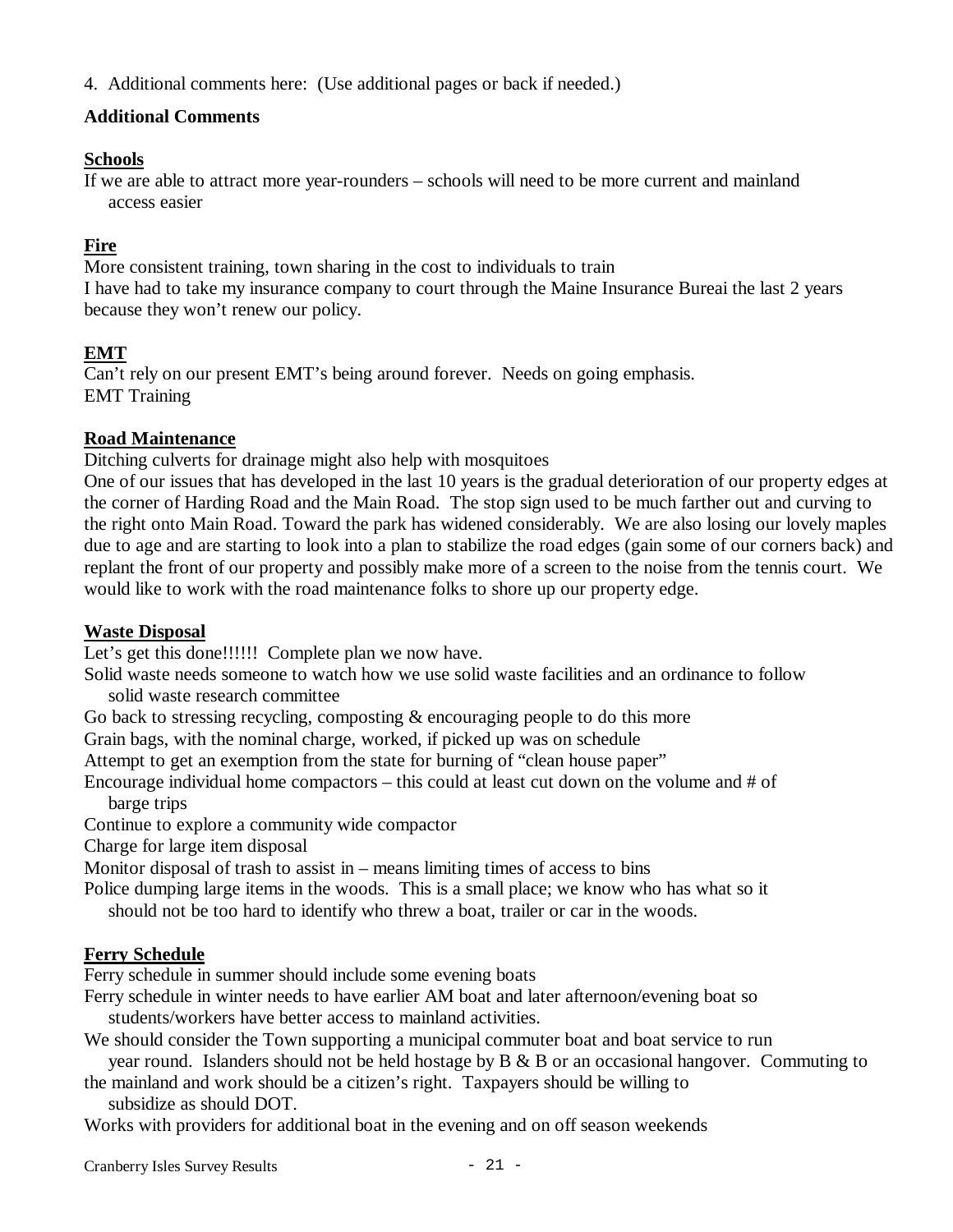4. Additional comments here: (Use additional pages or back if needed.)

**Additional Comments**

**Schools**

If we are able to attract more year-rounders – schools will need to be more current and mainland access easier

**Fire**

More consistent training, town sharing in the cost to individuals to train

I have had to take my insurance company to court through the Maine Insurance Bureai the last 2 years because they won't renew our policy.

**EMT**

Can't rely on our present EMT's being around forever. Needs on going emphasis.

EMT Training

**Road Maintenance**

Ditching culverts for drainage might also help with mosquitoes

One of our issues that has developed in the last 10 years is the gradual deterioration of our property edges at the corner of Harding Road and the Main Road. The stop sign used to be much farther out and curving to the right onto Main Road. Toward the park has widened considerably. We are also losing our lovely maples due to age and are starting to look into a plan to stabilize the road edges (gain some of our corners back) and replant the front of our property and possibly make more of a screen to the noise from the tennis court. We would like to work with the road maintenance folks to shore up our property edge.

**Waste Disposal**

Let's get this done!!!!!! Complete plan we now have.

Solid waste needs someone to watch how we use solid waste facilities and an ordinance to follow solid waste research committee

Go back to stressing recycling, composting & encouraging people to do this more

Grain bags, with the nominal charge, worked, if picked up was on schedule

Attempt to get an exemption from the state for burning of "clean house paper"

Encourage individual home compactors – this could at least cut down on the volume and # of barge trips

Continue to explore a community wide compactor

Charge for large item disposal

Monitor disposal of trash to assist in – means limiting times of access to bins

Police dumping large items in the woods. This is a small place; we know who has what so it should not be too hard to identify who threw a boat, trailer or car in the woods.

**Ferry Schedule**

Ferry schedule in summer should include some evening boats

Ferry schedule in winter needs to have earlier AM boat and later afternoon/evening boat so students/workers have better access to mainland activities.

We should consider the Town supporting a municipal commuter boat and boat service to run year round. Islanders should not be held hostage by B & B or an occasional hangover. Commuting to the mainland and work should be a citizen's right. Taxpayers should be willing to subsidize as should DOT.

Works with providers for additional boat in the evening and on off season weekends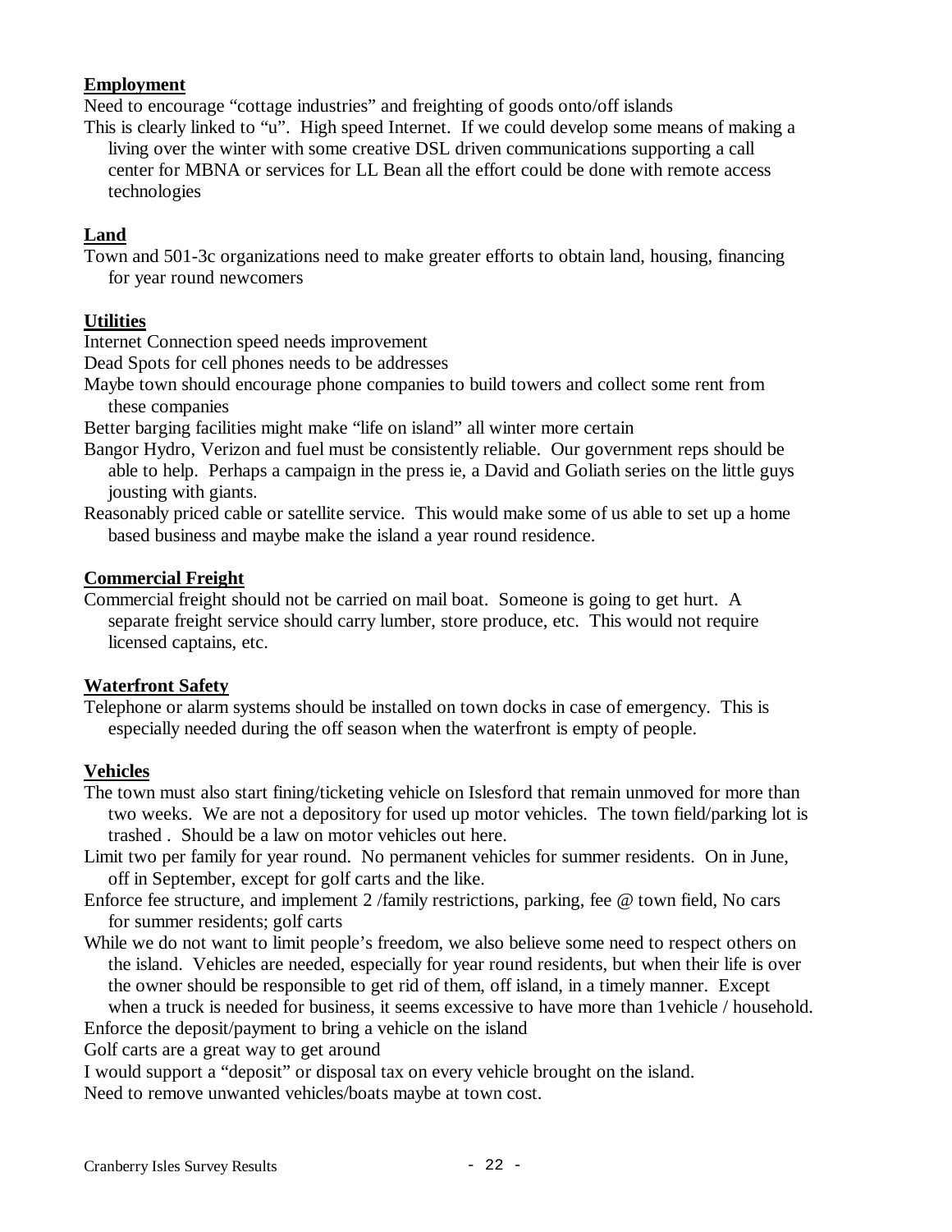**Employment**

Need to encourage "cottage industries" and freighting of goods onto/off islands

This is clearly linked to "u". High speed Internet. If we could develop some means of making a living over the winter with some creative DSL driven communications supporting a call center for MBNA or services for LL Bean all the effort could be done with remote access technologies

**Land**

Town and 501-3c organizations need to make greater efforts to obtain land, housing, financing for year round newcomers

**Utilities**

Internet Connection speed needs improvement

Dead Spots for cell phones needs to be addresses

Maybe town should encourage phone companies to build towers and collect some rent from these companies

Better barging facilities might make "life on island" all winter more certain

Bangor Hydro, Verizon and fuel must be consistently reliable. Our government reps should be able to help. Perhaps a campaign in the press ie, a David and Goliath series on the little guys jousting with giants.

Reasonably priced cable or satellite service. This would make some of us able to set up a home based business and maybe make the island a year round residence.

**Commercial Freight**

Commercial freight should not be carried on mail boat. Someone is going to get hurt. A separate freight service should carry lumber, store produce, etc. This would not require licensed captains, etc.

**Waterfront Safety**

Telephone or alarm systems should be installed on town docks in case of emergency. This is especially needed during the off season when the waterfront is empty of people.

**Vehicles**

The town must also start fining/ticketing vehicle on Islesford that remain unmoved for more than two weeks. We are not a depository for used up motor vehicles. The town field/parking lot is trashed . Should be a law on motor vehicles out here.

Limit two per family for year round. No permanent vehicles for summer residents. On in June, off in September, except for golf carts and the like.

Enforce fee structure, and implement 2 /family restrictions, parking, fee @ town field, No cars for summer residents; golf carts

While we do not want to limit people's freedom, we also believe some need to respect others on the island. Vehicles are needed, especially for year round residents, but when their life is over the owner should be responsible to get rid of them, off island, in a timely manner. Except when a truck is needed for business, it seems excessive to have more than 1vehicle / household.

Enforce the deposit/payment to bring a vehicle on the island

Golf carts are a great way to get around

I would support a "deposit" or disposal tax on every vehicle brought on the island.

Need to remove unwanted vehicles/boats maybe at town cost.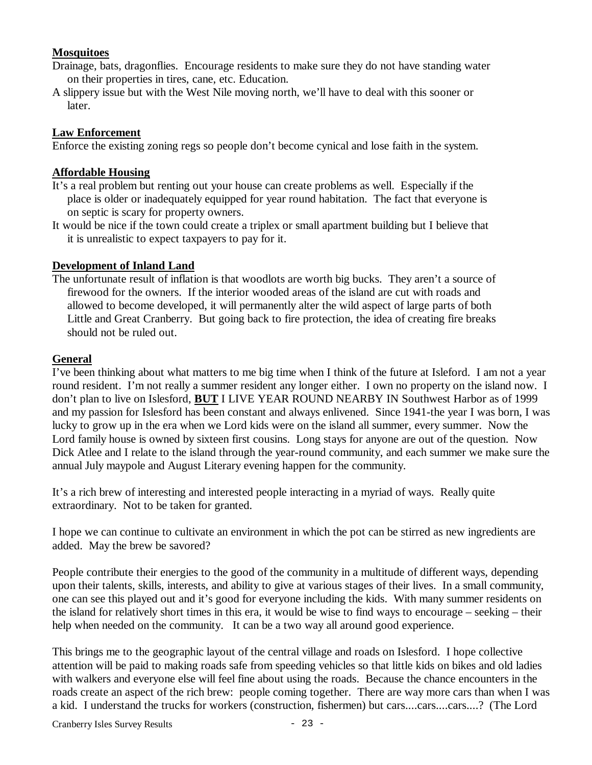**Mosquitoes**

Drainage, bats, dragonflies. Encourage residents to make sure they do not have standing water on their properties in tires, cane, etc. Education.

A slippery issue but with the West Nile moving north, we'll have to deal with this sooner or later.

**Law Enforcement**

Enforce the existing zoning regs so people don't become cynical and lose faith in the system.

**Affordable Housing**

It's a real problem but renting out your house can create problems as well. Especially if the place is older or inadequately equipped for year round habitation. The fact that everyone is on septic is scary for property owners.

It would be nice if the town could create a triplex or small apartment building but I believe that it is unrealistic to expect taxpayers to pay for it.

**Development of Inland Land**

The unfortunate result of inflation is that woodlots are worth big bucks. They aren't a source of firewood for the owners. If the interior wooded areas of the island are cut with roads and allowed to become developed, it will permanently alter the wild aspect of large parts of both Little and Great Cranberry. But going back to fire protection, the idea of creating fire breaks should not be ruled out.

**General**

I've been thinking about what matters to me big time when I think of the future at Isleford. I am not a year round resident. I'm not really a summer resident any longer either. I own no property on the island now. I don't plan to live on Islesford, **BUT** I LIVE YEAR ROUND NEARBY IN Southwest Harbor as of 1999 and my passion for Islesford has been constant and always enlivened. Since 1941-the year I was born, I was lucky to grow up in the era when we Lord kids were on the island all summer, every summer. Now the Lord family house is owned by sixteen first cousins. Long stays for anyone are out of the question. Now Dick Atlee and I relate to the island through the year-round community, and each summer we make sure the annual July maypole and August Literary evening happen for the community.

It's a rich brew of interesting and interested people interacting in a myriad of ways. Really quite extraordinary. Not to be taken for granted.

I hope we can continue to cultivate an environment in which the pot can be stirred as new ingredients are added. May the brew be savored?

People contribute their energies to the good of the community in a multitude of different ways, depending upon their talents, skills, interests, and ability to give at various stages of their lives. In a small community, one can see this played out and it's good for everyone including the kids. With many summer residents on the island for relatively short times in this era, it would be wise to find ways to encourage – seeking – their help when needed on the community. It can be a two way all around good experience.

This brings me to the geographic layout of the central village and roads on Islesford. I hope collective attention will be paid to making roads safe from speeding vehicles so that little kids on bikes and old ladies with walkers and everyone else will feel fine about using the roads. Because the chance encounters in the roads create an aspect of the rich brew: people coming together. There are way more cars than when I was a kid. I understand the trucks for workers (construction, fishermen) but cars....cars....cars....? (The Lord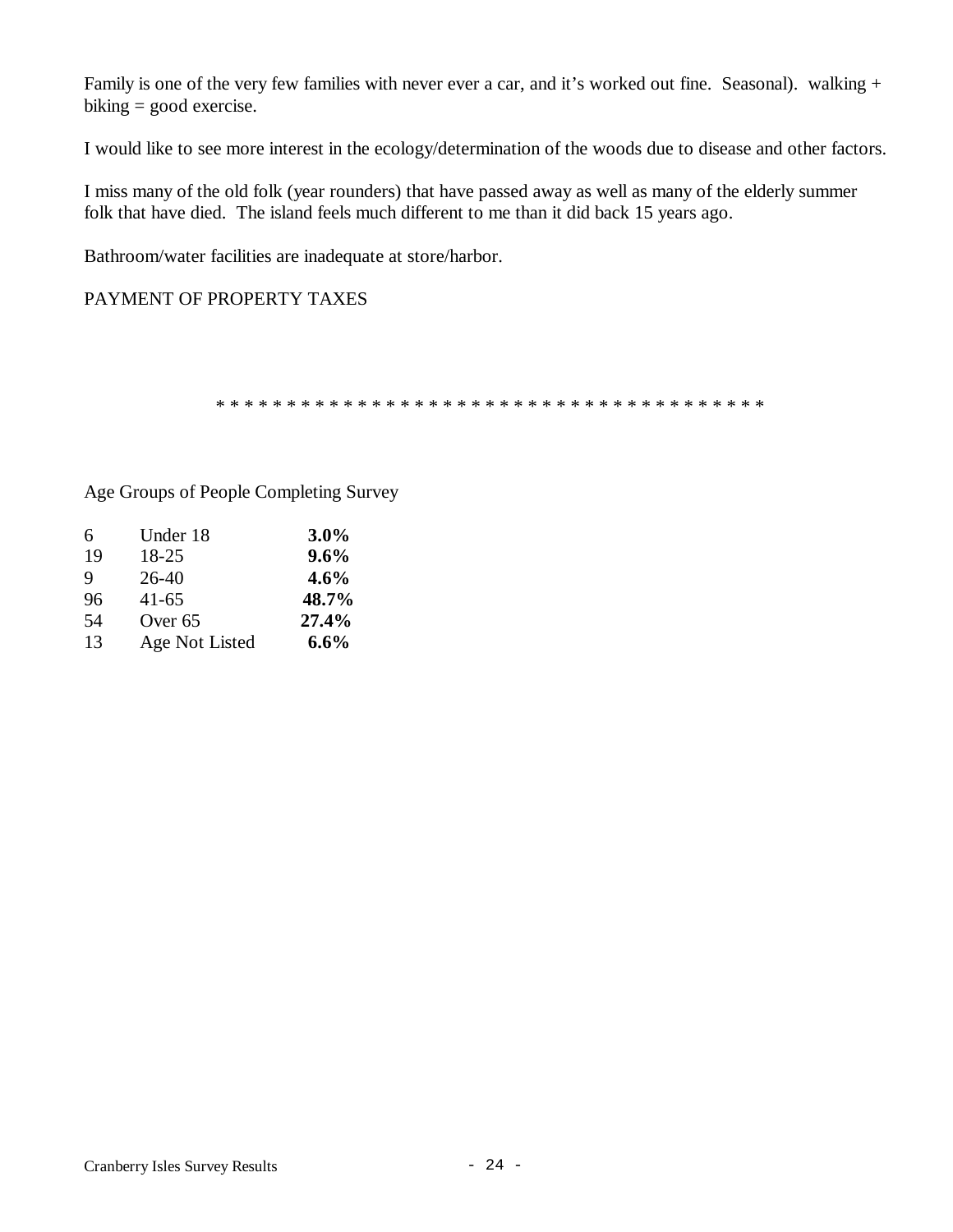Family is one of the very few families with never ever a car, and it's worked out fine.  Seasonal).  walking + biking = good exercise.

I would like to see more interest in the ecology/determination of the woods due to disease and other factors.

I miss many of the old folk (year rounders) that have passed away as well as many of the elderly summer folk that have died.  The island feels much different to me than it did back 15 years ago.

Bathroom/water facilities are inadequate at store/harbor.

PAYMENT OF PROPERTY TAXES

* * * * * * * * * * * * * * * * * * * * * * * * * * * * * * * * * * * * * * * *

Age Groups of People Completing Survey

| | | |
|---|---|---|
| 6 | Under 18 | **3.0%** |
| 19 | 18-25 | **9.6%** |
| 9 | 26-40 | **4.6%** |
| 96 | 41-65 | **48.7%** |
| 54 | Over 65 | **27.4%** |
| 13 | Age Not Listed | **6.6%** |